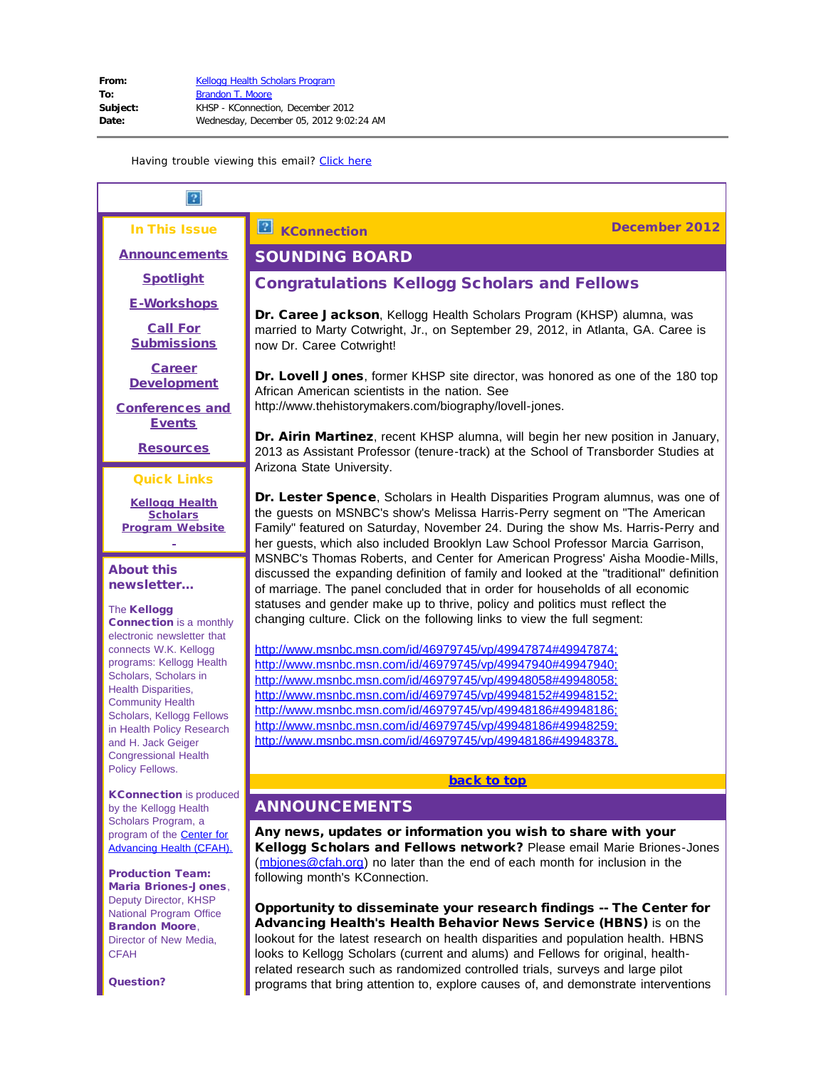**From:** Kellogg Health Scholars Program
**To:** Brandon T. Moore
**Subject:** KHSP - KConnection, December 2012
**Date:** Wednesday, December 05, 2012 9:02:24 AM

Having trouble viewing this email? Click here

**In This Issue**

Announcements

Spotlight

E-Workshops

Call For Submissions

Career Development

Conferences and Events

Resources

**Quick Links**

Kellogg Health Scholars Program Website

**About this newsletter...**

The **Kellogg Connection** is a monthly electronic newsletter that connects W.K. Kellogg programs: Kellogg Health Scholars, Scholars in Health Disparities, Community Health Scholars, Kellogg Fellows in Health Policy Research and H. Jack Geiger Congressional Health Policy Fellows.

**KConnection** is produced by the Kellogg Health Scholars Program, a program of the Center for Advancing Health (CFAH).

**Production Team:**
**Maria Briones-Jones**, Deputy Director, KHSP National Program Office
**Brandon Moore**, Director of New Media, CFAH

**Question?**

**KConnection** — **December 2012**

## SOUNDING BOARD

### Congratulations Kellogg Scholars and Fellows

**Dr. Caree Jackson**, Kellogg Health Scholars Program (KHSP) alumna, was married to Marty Cotwright, Jr., on September 29, 2012, in Atlanta, GA. Caree is now Dr. Caree Cotwright!

**Dr. Lovell Jones**, former KHSP site director, was honored as one of the 180 top African American scientists in the nation. See http://www.thehistorymakers.com/biography/lovell-jones.

**Dr. Airin Martinez**, recent KHSP alumna, will begin her new position in January, 2013 as Assistant Professor (tenure-track) at the School of Transborder Studies at Arizona State University.

**Dr. Lester Spence**, Scholars in Health Disparities Program alumnus, was one of the guests on MSNBC's show's Melissa Harris-Perry segment on "The American Family" featured on Saturday, November 24. During the show Ms. Harris-Perry and her guests, which also included Brooklyn Law School Professor Marcia Garrison, MSNBC's Thomas Roberts, and Center for American Progress' Aisha Moodie-Mills, discussed the expanding definition of family and looked at the "traditional" definition of marriage. The panel concluded that in order for households of all economic statuses and gender make up to thrive, policy and politics must reflect the changing culture. Click on the following links to view the full segment:

http://www.msnbc.msn.com/id/46979745/vp/49947874#49947874;
http://www.msnbc.msn.com/id/46979745/vp/49947940#49947940;
http://www.msnbc.msn.com/id/46979745/vp/49948058#49948058;
http://www.msnbc.msn.com/id/46979745/vp/49948152#49948152;
http://www.msnbc.msn.com/id/46979745/vp/49948186#49948186;
http://www.msnbc.msn.com/id/46979745/vp/49948186#49948259;
http://www.msnbc.msn.com/id/46979745/vp/49948186#49948378.

back to top

## ANNOUNCEMENTS

**Any news, updates or information you wish to share with your Kellogg Scholars and Fellows network?** Please email Marie Briones-Jones (mbjones@cfah.org) no later than the end of each month for inclusion in the following month's KConnection.

**Opportunity to disseminate your research findings -- The Center for Advancing Health's Health Behavior News Service (HBNS)** is on the lookout for the latest research on health disparities and population health. HBNS looks to Kellogg Scholars (current and alums) and Fellows for original, health-related research such as randomized controlled trials, surveys and large pilot programs that bring attention to, explore causes of, and demonstrate interventions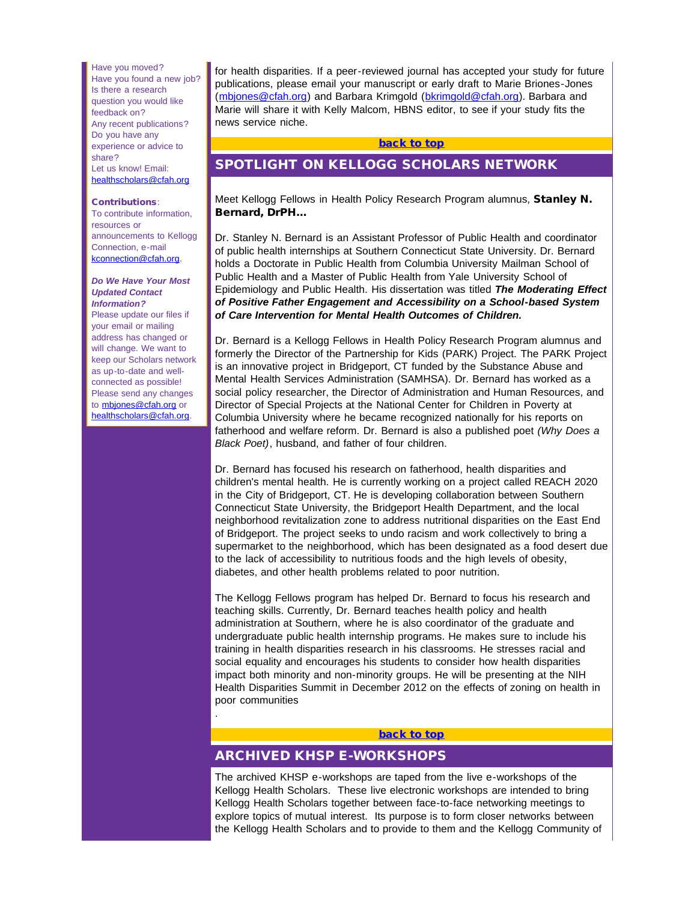Have you moved?
Have you found a new job?
Is there a research question you would like feedback on?
Any recent publications?
Do you have any experience or advice to share?
Let us know! Email: healthscholars@cfah.org

**Contributions**:
To contribute information, resources or announcements to Kellogg Connection, e-mail kconnection@cfah.org.

***Do We Have Your Most Updated Contact Information?***
Please update our files if your email or mailing address has changed or will change. We want to keep our Scholars network as up-to-date and well-connected as possible! Please send any changes to mbjones@cfah.org or healthscholars@cfah.org.

for health disparities. If a peer-reviewed journal has accepted your study for future publications, please email your manuscript or early draft to Marie Briones-Jones (mbjones@cfah.org) and Barbara Krimgold (bkrimgold@cfah.org). Barbara and Marie will share it with Kelly Malcom, HBNS editor, to see if your study fits the news service niche.

back to top

## SPOTLIGHT ON KELLOGG SCHOLARS NETWORK

Meet Kellogg Fellows in Health Policy Research Program alumnus, **Stanley N. Bernard, DrPH...**

Dr. Stanley N. Bernard is an Assistant Professor of Public Health and coordinator of public health internships at Southern Connecticut State University. Dr. Bernard holds a Doctorate in Public Health from Columbia University Mailman School of Public Health and a Master of Public Health from Yale University School of Epidemiology and Public Health. His dissertation was titled ***The Moderating Effect of Positive Father Engagement and Accessibility on a School-based System of Care Intervention for Mental Health Outcomes of Children.***

Dr. Bernard is a Kellogg Fellows in Health Policy Research Program alumnus and formerly the Director of the Partnership for Kids (PARK) Project. The PARK Project is an innovative project in Bridgeport, CT funded by the Substance Abuse and Mental Health Services Administration (SAMHSA). Dr. Bernard has worked as a social policy researcher, the Director of Administration and Human Resources, and Director of Special Projects at the National Center for Children in Poverty at Columbia University where he became recognized nationally for his reports on fatherhood and welfare reform. Dr. Bernard is also a published poet *(Why Does a Black Poet)*, husband, and father of four children.

Dr. Bernard has focused his research on fatherhood, health disparities and children's mental health. He is currently working on a project called REACH 2020 in the City of Bridgeport, CT. He is developing collaboration between Southern Connecticut State University, the Bridgeport Health Department, and the local neighborhood revitalization zone to address nutritional disparities on the East End of Bridgeport. The project seeks to undo racism and work collectively to bring a supermarket to the neighborhood, which has been designated as a food desert due to the lack of accessibility to nutritious foods and the high levels of obesity, diabetes, and other health problems related to poor nutrition.

The Kellogg Fellows program has helped Dr. Bernard to focus his research and teaching skills. Currently, Dr. Bernard teaches health policy and health administration at Southern, where he is also coordinator of the graduate and undergraduate public health internship programs. He makes sure to include his training in health disparities research in his classrooms. He stresses racial and social equality and encourages his students to consider how health disparities impact both minority and non-minority groups. He will be presenting at the NIH Health Disparities Summit in December 2012 on the effects of zoning on health in poor communities

.

back to top

## ARCHIVED KHSP E-WORKSHOPS

The archived KHSP e-workshops are taped from the live e-workshops of the Kellogg Health Scholars. These live electronic workshops are intended to bring Kellogg Health Scholars together between face-to-face networking meetings to explore topics of mutual interest. Its purpose is to form closer networks between the Kellogg Health Scholars and to provide to them and the Kellogg Community of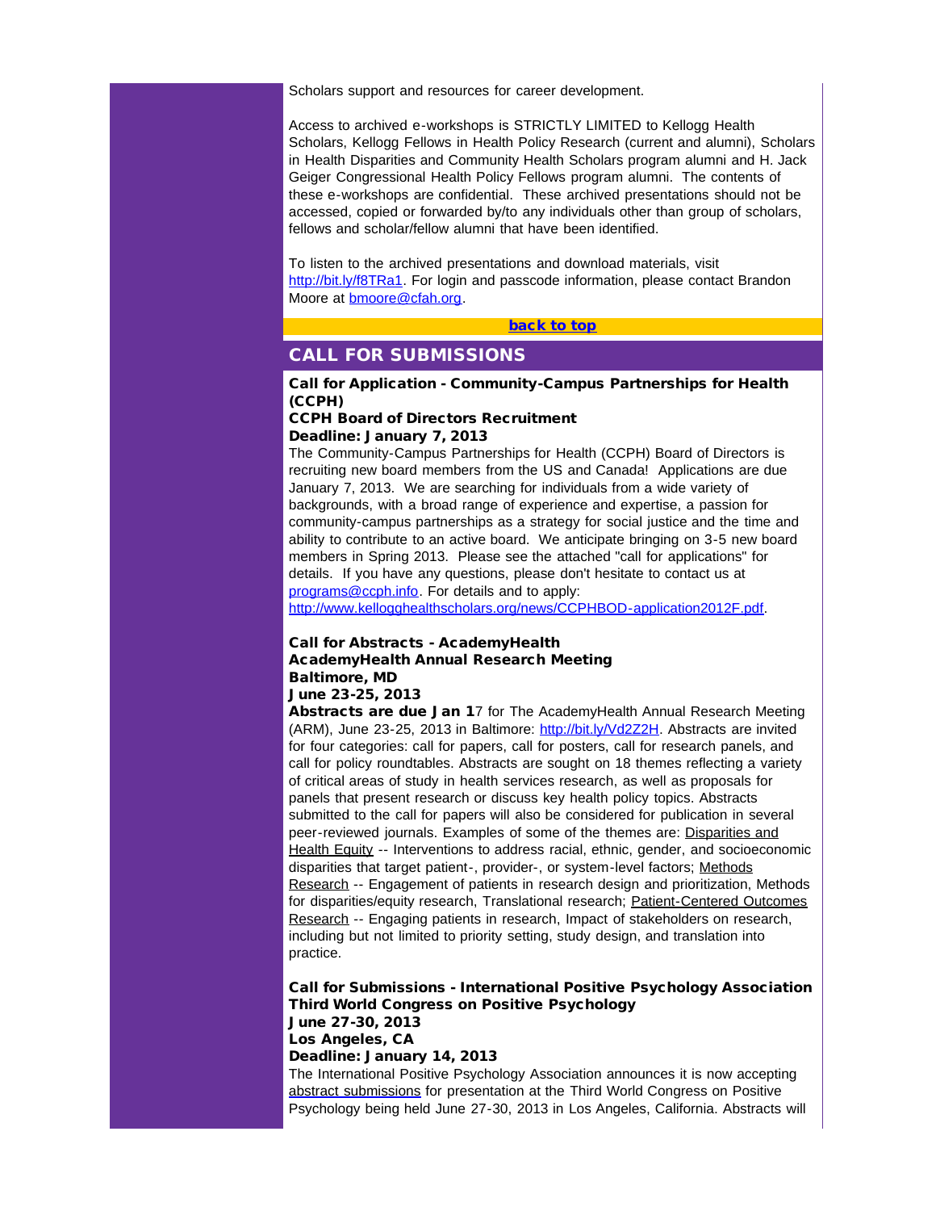Scholars support and resources for career development.

Access to archived e-workshops is STRICTLY LIMITED to Kellogg Health Scholars, Kellogg Fellows in Health Policy Research (current and alumni), Scholars in Health Disparities and Community Health Scholars program alumni and H. Jack Geiger Congressional Health Policy Fellows program alumni. The contents of these e-workshops are confidential. These archived presentations should not be accessed, copied or forwarded by/to any individuals other than group of scholars, fellows and scholar/fellow alumni that have been identified.

To listen to the archived presentations and download materials, visit http://bit.ly/f8TRa1. For login and passcode information, please contact Brandon Moore at bmoore@cfah.org.

back to top

## CALL FOR SUBMISSIONS

**Call for Application - Community-Campus Partnerships for Health (CCPH)**
**CCPH Board of Directors Recruitment**
**Deadline: January 7, 2013**

The Community-Campus Partnerships for Health (CCPH) Board of Directors is recruiting new board members from the US and Canada! Applications are due January 7, 2013. We are searching for individuals from a wide variety of backgrounds, with a broad range of experience and expertise, a passion for community-campus partnerships as a strategy for social justice and the time and ability to contribute to an active board. We anticipate bringing on 3-5 new board members in Spring 2013. Please see the attached "call for applications" for details. If you have any questions, please don't hesitate to contact us at programs@ccph.info. For details and to apply: http://www.kellogghealthscholars.org/news/CCPHBOD-application2012F.pdf.

**Call for Abstracts - AcademyHealth**
**AcademyHealth Annual Research Meeting**
**Baltimore, MD**
**June 23-25, 2013**

**Abstracts are due Jan 1**7 for The AcademyHealth Annual Research Meeting (ARM), June 23-25, 2013 in Baltimore: http://bit.ly/Vd2Z2H. Abstracts are invited for four categories: call for papers, call for posters, call for research panels, and call for policy roundtables. Abstracts are sought on 18 themes reflecting a variety of critical areas of study in health services research, as well as proposals for panels that present research or discuss key health policy topics. Abstracts submitted to the call for papers will also be considered for publication in several peer-reviewed journals. Examples of some of the themes are: Disparities and Health Equity -- Interventions to address racial, ethnic, gender, and socioeconomic disparities that target patient-, provider-, or system-level factors; Methods Research -- Engagement of patients in research design and prioritization, Methods for disparities/equity research, Translational research; Patient-Centered Outcomes Research -- Engaging patients in research, Impact of stakeholders on research, including but not limited to priority setting, study design, and translation into practice.

**Call for Submissions - International Positive Psychology Association**
**Third World Congress on Positive Psychology**
**June 27-30, 2013**
**Los Angeles, CA**
**Deadline: January 14, 2013**

The International Positive Psychology Association announces it is now accepting abstract submissions for presentation at the Third World Congress on Positive Psychology being held June 27-30, 2013 in Los Angeles, California. Abstracts will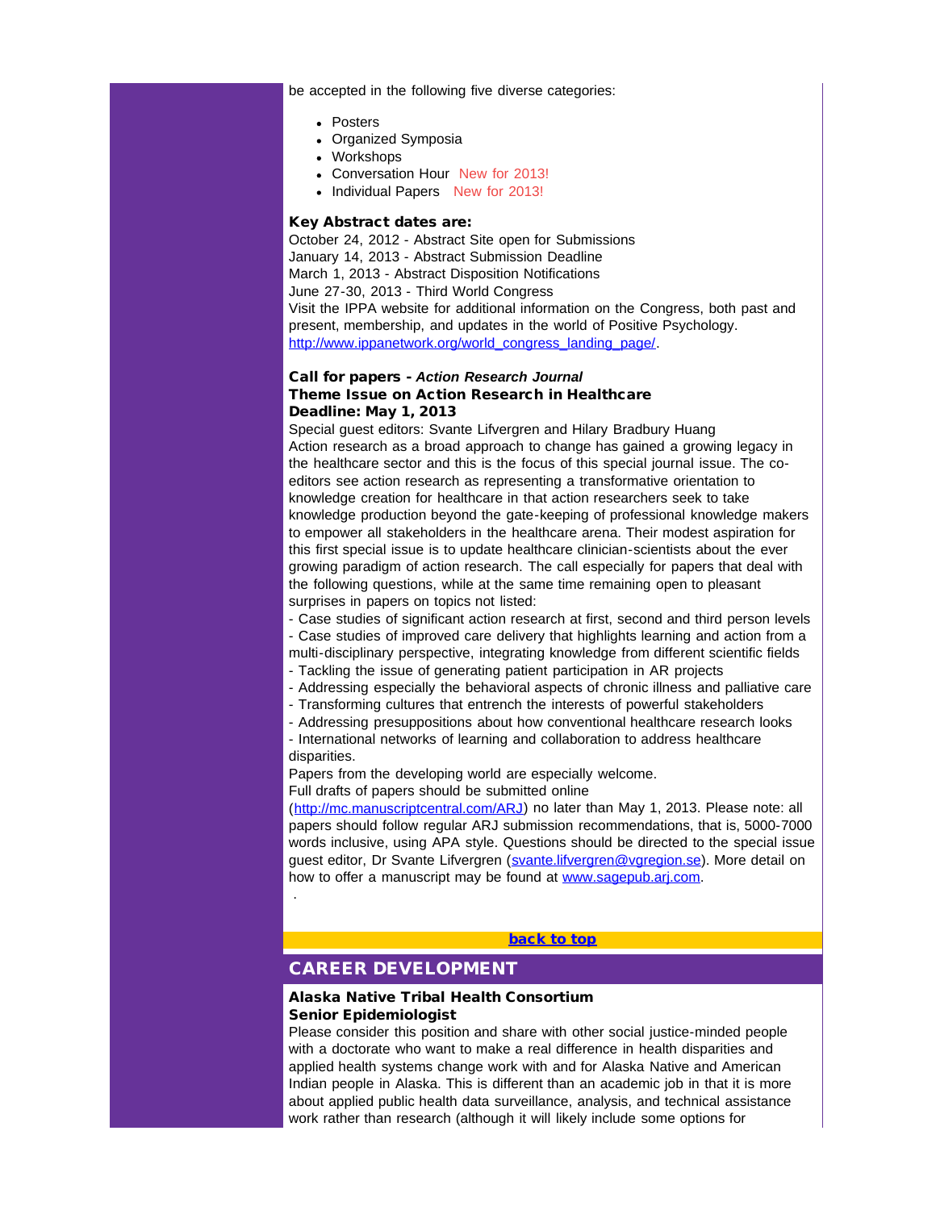be accepted in the following five diverse categories:

- Posters
- Organized Symposia
- Workshops
- Conversation Hour New for 2013!
- Individual Papers New for 2013!

**Key Abstract dates are:**

October 24, 2012 - Abstract Site open for Submissions
January 14, 2013 - Abstract Submission Deadline
March 1, 2013 - Abstract Disposition Notifications
June 27-30, 2013 - Third World Congress
Visit the IPPA website for additional information on the Congress, both past and present, membership, and updates in the world of Positive Psychology. [http://www.ippanetwork.org/world_congress_landing_page/](http://www.ippanetwork.org/world_congress_landing_page/).

**Call for papers - *Action Research Journal***
**Theme Issue on Action Research in Healthcare**
**Deadline: May 1, 2013**

Special guest editors: Svante Lifvergren and Hilary Bradbury Huang
Action research as a broad approach to change has gained a growing legacy in the healthcare sector and this is the focus of this special journal issue. The co-editors see action research as representing a transformative orientation to knowledge creation for healthcare in that action researchers seek to take knowledge production beyond the gate-keeping of professional knowledge makers to empower all stakeholders in the healthcare arena. Their modest aspiration for this first special issue is to update healthcare clinician-scientists about the ever growing paradigm of action research. The call especially for papers that deal with the following questions, while at the same time remaining open to pleasant surprises in papers on topics not listed:

- Case studies of significant action research at first, second and third person levels
- Case studies of improved care delivery that highlights learning and action from a multi-disciplinary perspective, integrating knowledge from different scientific fields
- Tackling the issue of generating patient participation in AR projects
- Addressing especially the behavioral aspects of chronic illness and palliative care
- Transforming cultures that entrench the interests of powerful stakeholders
- Addressing presuppositions about how conventional healthcare research looks
- International networks of learning and collaboration to address healthcare disparities.

Papers from the developing world are especially welcome.
Full drafts of papers should be submitted online ([http://mc.manuscriptcentral.com/ARJ](http://mc.manuscriptcentral.com/ARJ)) no later than May 1, 2013. Please note: all papers should follow regular ARJ submission recommendations, that is, 5000-7000 words inclusive, using APA style. Questions should be directed to the special issue guest editor, Dr Svante Lifvergren ([svante.lifvergren@vgregion.se](mailto:svante.lifvergren@vgregion.se)). More detail on how to offer a manuscript may be found at [www.sagepub.arj.com](http://www.sagepub.arj.com).

.

[back to top]

## CAREER DEVELOPMENT

**Alaska Native Tribal Health Consortium**
**Senior Epidemiologist**

Please consider this position and share with other social justice-minded people with a doctorate who want to make a real difference in health disparities and applied health systems change work with and for Alaska Native and American Indian people in Alaska. This is different than an academic job in that it is more about applied public health data surveillance, analysis, and technical assistance work rather than research (although it will likely include some options for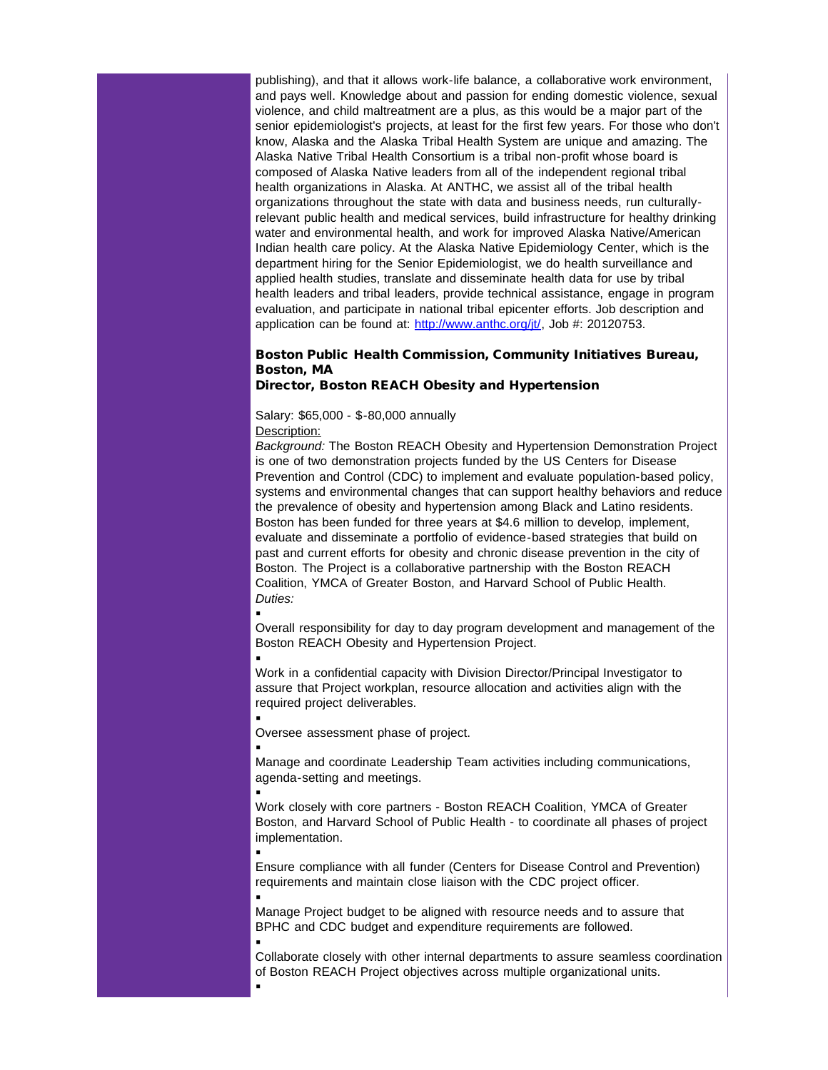publishing), and that it allows work-life balance, a collaborative work environment, and pays well. Knowledge about and passion for ending domestic violence, sexual violence, and child maltreatment are a plus, as this would be a major part of the senior epidemiologist's projects, at least for the first few years. For those who don't know, Alaska and the Alaska Tribal Health System are unique and amazing. The Alaska Native Tribal Health Consortium is a tribal non-profit whose board is composed of Alaska Native leaders from all of the independent regional tribal health organizations in Alaska. At ANTHC, we assist all of the tribal health organizations throughout the state with data and business needs, run culturally-relevant public health and medical services, build infrastructure for healthy drinking water and environmental health, and work for improved Alaska Native/American Indian health care policy. At the Alaska Native Epidemiology Center, which is the department hiring for the Senior Epidemiologist, we do health surveillance and applied health studies, translate and disseminate health data for use by tribal health leaders and tribal leaders, provide technical assistance, engage in program evaluation, and participate in national tribal epicenter efforts. Job description and application can be found at: http://www.anthc.org/jt/, Job #: 20120753.

**Boston Public Health Commission, Community Initiatives Bureau, Boston, MA**
**Director, Boston REACH Obesity and Hypertension**

Salary: $65,000 - $-80,000 annually

Description:

*Background:* The Boston REACH Obesity and Hypertension Demonstration Project is one of two demonstration projects funded by the US Centers for Disease Prevention and Control (CDC) to implement and evaluate population-based policy, systems and environmental changes that can support healthy behaviors and reduce the prevalence of obesity and hypertension among Black and Latino residents. Boston has been funded for three years at $4.6 million to develop, implement, evaluate and disseminate a portfolio of evidence-based strategies that build on past and current efforts for obesity and chronic disease prevention in the city of Boston. The Project is a collaborative partnership with the Boston REACH Coalition, YMCA of Greater Boston, and Harvard School of Public Health.

*Duties:*

- Overall responsibility for day to day program development and management of the Boston REACH Obesity and Hypertension Project.
- Work in a confidential capacity with Division Director/Principal Investigator to assure that Project workplan, resource allocation and activities align with the required project deliverables.
- Oversee assessment phase of project.
- Manage and coordinate Leadership Team activities including communications, agenda-setting and meetings.
- Work closely with core partners - Boston REACH Coalition, YMCA of Greater Boston, and Harvard School of Public Health - to coordinate all phases of project implementation.
- Ensure compliance with all funder (Centers for Disease Control and Prevention) requirements and maintain close liaison with the CDC project officer.
- Manage Project budget to be aligned with resource needs and to assure that BPHC and CDC budget and expenditure requirements are followed.
- Collaborate closely with other internal departments to assure seamless coordination of Boston REACH Project objectives across multiple organizational units.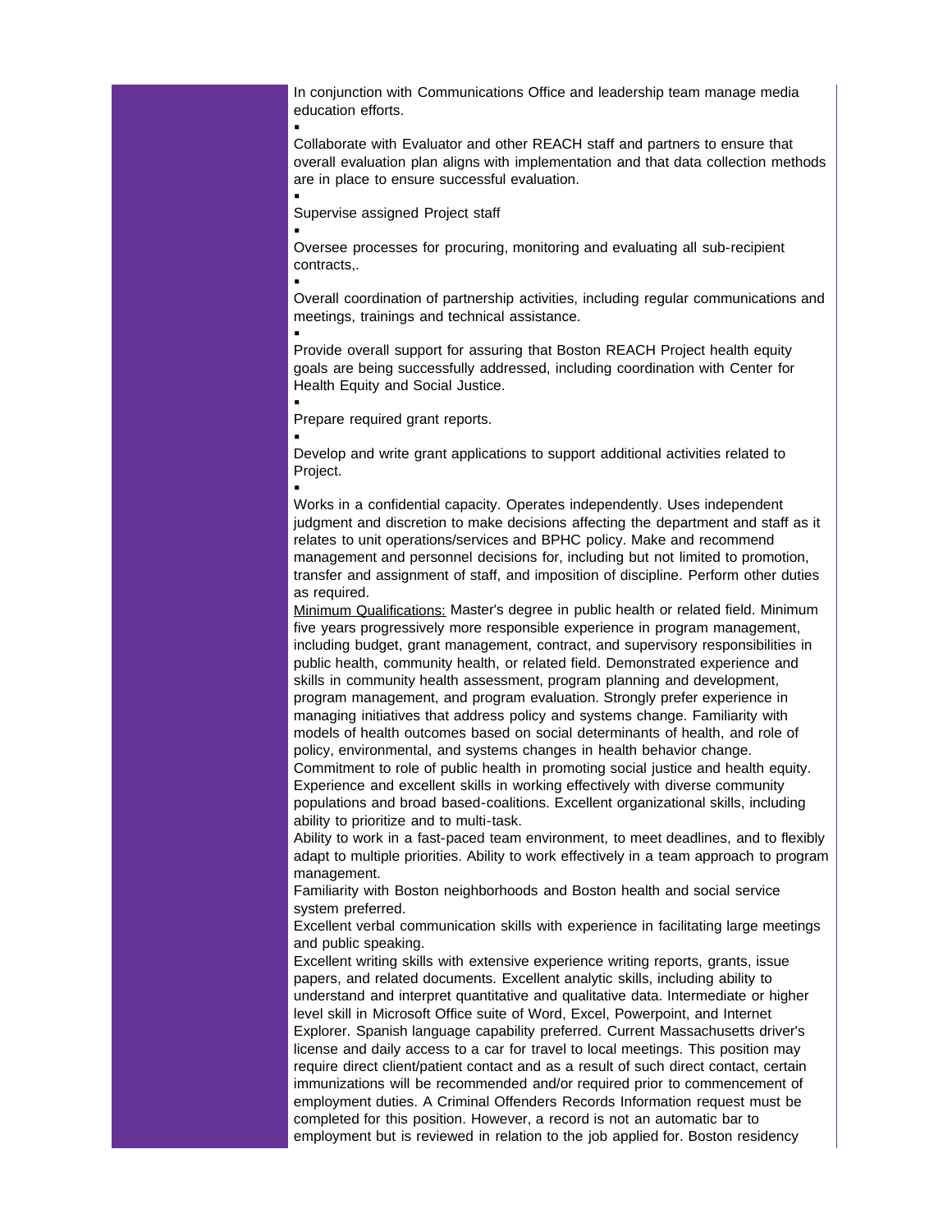In conjunction with Communications Office and leadership team manage media education efforts.

- Collaborate with Evaluator and other REACH staff and partners to ensure that overall evaluation plan aligns with implementation and that data collection methods are in place to ensure successful evaluation.
- Supervise assigned Project staff
- Oversee processes for procuring, monitoring and evaluating all sub-recipient contracts,.
- Overall coordination of partnership activities, including regular communications and meetings, trainings and technical assistance.
- Provide overall support for assuring that Boston REACH Project health equity goals are being successfully addressed, including coordination with Center for Health Equity and Social Justice.
- Prepare required grant reports.
- Develop and write grant applications to support additional activities related to Project.
- Works in a confidential capacity. Operates independently. Uses independent judgment and discretion to make decisions affecting the department and staff as it relates to unit operations/services and BPHC policy. Make and recommend management and personnel decisions for, including but not limited to promotion, transfer and assignment of staff, and imposition of discipline. Perform other duties as required.

Minimum Qualifications: Master's degree in public health or related field. Minimum five years progressively more responsible experience in program management, including budget, grant management, contract, and supervisory responsibilities in public health, community health, or related field. Demonstrated experience and skills in community health assessment, program planning and development, program management, and program evaluation. Strongly prefer experience in managing initiatives that address policy and systems change. Familiarity with models of health outcomes based on social determinants of health, and role of policy, environmental, and systems changes in health behavior change.
Commitment to role of public health in promoting social justice and health equity. Experience and excellent skills in working effectively with diverse community populations and broad based-coalitions. Excellent organizational skills, including ability to prioritize and to multi-task.
Ability to work in a fast-paced team environment, to meet deadlines, and to flexibly adapt to multiple priorities. Ability to work effectively in a team approach to program management.
Familiarity with Boston neighborhoods and Boston health and social service system preferred.
Excellent verbal communication skills with experience in facilitating large meetings and public speaking.
Excellent writing skills with extensive experience writing reports, grants, issue papers, and related documents. Excellent analytic skills, including ability to understand and interpret quantitative and qualitative data. Intermediate or higher level skill in Microsoft Office suite of Word, Excel, Powerpoint, and Internet Explorer. Spanish language capability preferred. Current Massachusetts driver's license and daily access to a car for travel to local meetings. This position may require direct client/patient contact and as a result of such direct contact, certain immunizations will be recommended and/or required prior to commencement of employment duties. A Criminal Offenders Records Information request must be completed for this position. However, a record is not an automatic bar to employment but is reviewed in relation to the job applied for. Boston residency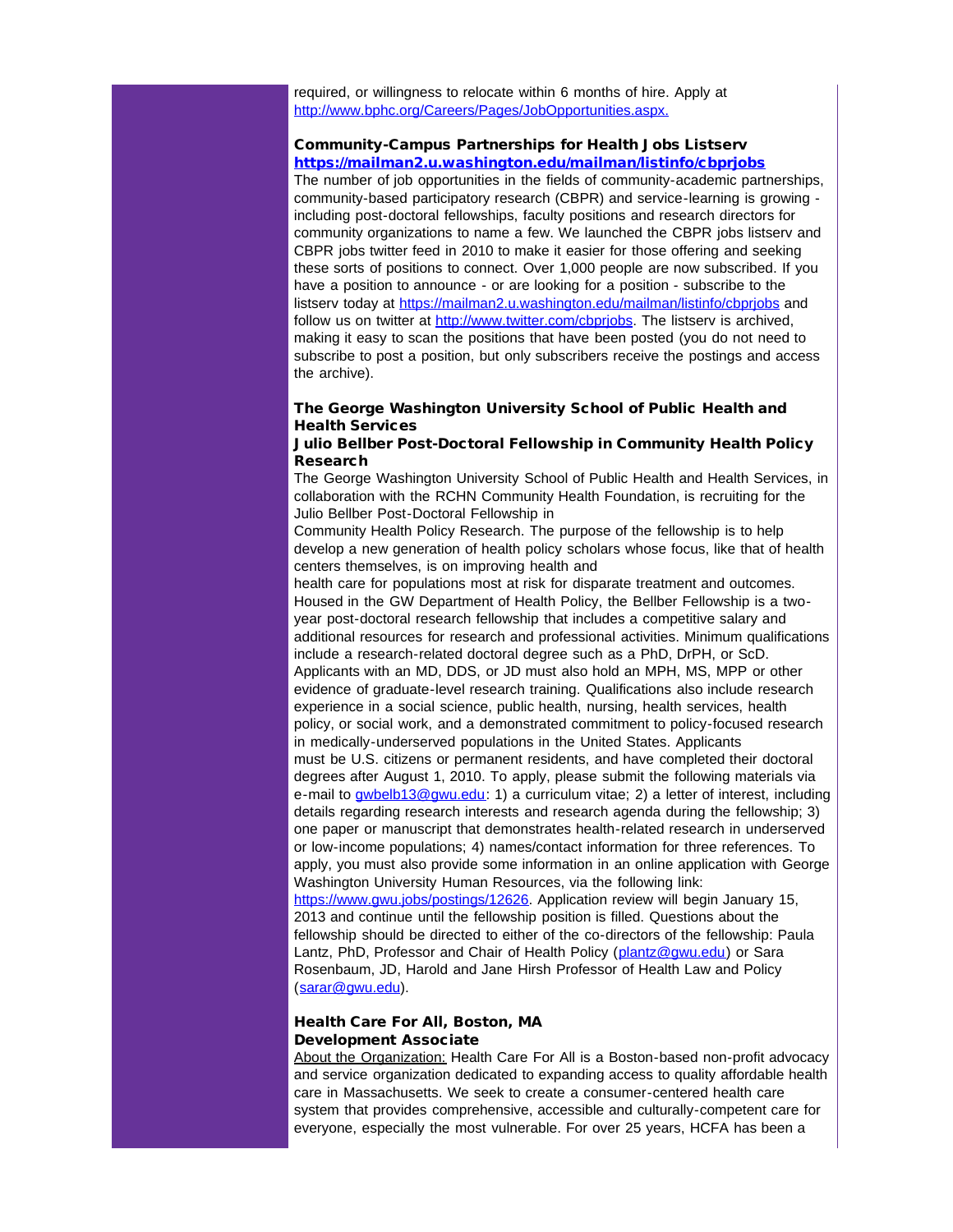required, or willingness to relocate within 6 months of hire. Apply at http://www.bphc.org/Careers/Pages/JobOpportunities.aspx.

**Community-Campus Partnerships for Health Jobs Listserv**
**https://mailman2.u.washington.edu/mailman/listinfo/cbprjobs**

The number of job opportunities in the fields of community-academic partnerships, community-based participatory research (CBPR) and service-learning is growing - including post-doctoral fellowships, faculty positions and research directors for community organizations to name a few. We launched the CBPR jobs listserv and CBPR jobs twitter feed in 2010 to make it easier for those offering and seeking these sorts of positions to connect. Over 1,000 people are now subscribed. If you have a position to announce - or are looking for a position - subscribe to the listserv today at https://mailman2.u.washington.edu/mailman/listinfo/cbprjobs and follow us on twitter at http://www.twitter.com/cbprjobs. The listserv is archived, making it easy to scan the positions that have been posted (you do not need to subscribe to post a position, but only subscribers receive the postings and access the archive).

**The George Washington University School of Public Health and Health Services**
**Julio Bellber Post-Doctoral Fellowship in Community Health Policy Research**

The George Washington University School of Public Health and Health Services, in collaboration with the RCHN Community Health Foundation, is recruiting for the Julio Bellber Post-Doctoral Fellowship in Community Health Policy Research. The purpose of the fellowship is to help develop a new generation of health policy scholars whose focus, like that of health centers themselves, is on improving health and health care for populations most at risk for disparate treatment and outcomes. Housed in the GW Department of Health Policy, the Bellber Fellowship is a two-year post-doctoral research fellowship that includes a competitive salary and additional resources for research and professional activities. Minimum qualifications include a research-related doctoral degree such as a PhD, DrPH, or ScD. Applicants with an MD, DDS, or JD must also hold an MPH, MS, MPP or other evidence of graduate-level research training. Qualifications also include research experience in a social science, public health, nursing, health services, health policy, or social work, and a demonstrated commitment to policy-focused research in medically-underserved populations in the United States. Applicants must be U.S. citizens or permanent residents, and have completed their doctoral degrees after August 1, 2010. To apply, please submit the following materials via e-mail to gwbelb13@gwu.edu: 1) a curriculum vitae; 2) a letter of interest, including details regarding research interests and research agenda during the fellowship; 3) one paper or manuscript that demonstrates health-related research in underserved or low-income populations; 4) names/contact information for three references. To apply, you must also provide some information in an online application with George Washington University Human Resources, via the following link: https://www.gwu.jobs/postings/12626. Application review will begin January 15, 2013 and continue until the fellowship position is filled. Questions about the fellowship should be directed to either of the co-directors of the fellowship: Paula Lantz, PhD, Professor and Chair of Health Policy (plantz@gwu.edu) or Sara Rosenbaum, JD, Harold and Jane Hirsh Professor of Health Law and Policy (sarar@gwu.edu).

**Health Care For All, Boston, MA**
**Development Associate**

About the Organization: Health Care For All is a Boston-based non-profit advocacy and service organization dedicated to expanding access to quality affordable health care in Massachusetts. We seek to create a consumer-centered health care system that provides comprehensive, accessible and culturally-competent care for everyone, especially the most vulnerable. For over 25 years, HCFA has been a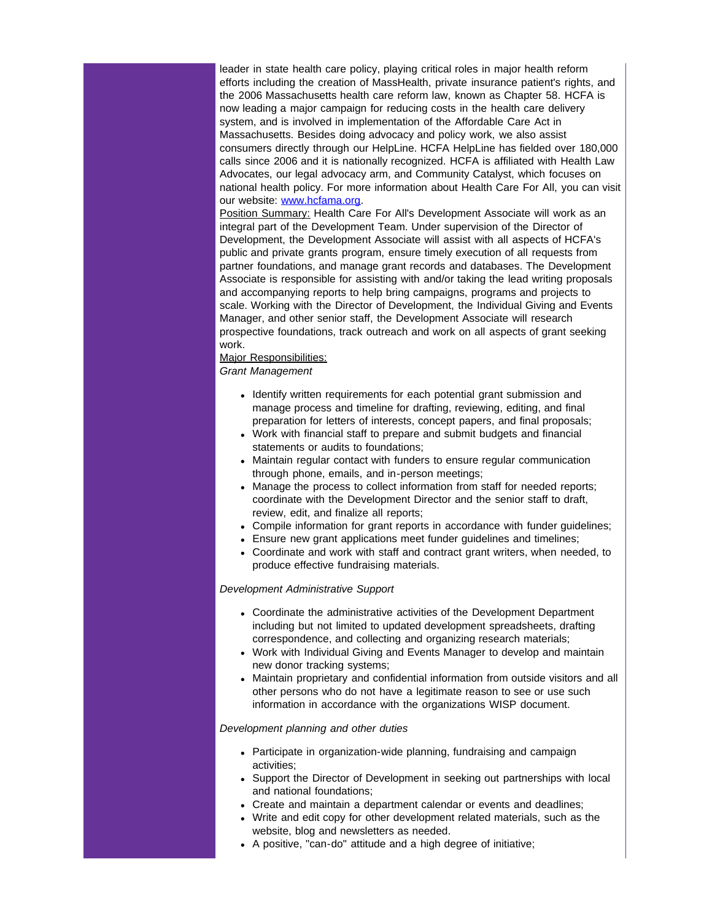leader in state health care policy, playing critical roles in major health reform efforts including the creation of MassHealth, private insurance patient's rights, and the 2006 Massachusetts health care reform law, known as Chapter 58. HCFA is now leading a major campaign for reducing costs in the health care delivery system, and is involved in implementation of the Affordable Care Act in Massachusetts. Besides doing advocacy and policy work, we also assist consumers directly through our HelpLine. HCFA HelpLine has fielded over 180,000 calls since 2006 and it is nationally recognized. HCFA is affiliated with Health Law Advocates, our legal advocacy arm, and Community Catalyst, which focuses on national health policy. For more information about Health Care For All, you can visit our website: [www.hcfama.org](http://www.hcfama.org).

Position Summary: Health Care For All's Development Associate will work as an integral part of the Development Team. Under supervision of the Director of Development, the Development Associate will assist with all aspects of HCFA's public and private grants program, ensure timely execution of all requests from partner foundations, and manage grant records and databases. The Development Associate is responsible for assisting with and/or taking the lead writing proposals and accompanying reports to help bring campaigns, programs and projects to scale. Working with the Director of Development, the Individual Giving and Events Manager, and other senior staff, the Development Associate will research prospective foundations, track outreach and work on all aspects of grant seeking work.

Major Responsibilities:

*Grant Management*

- Identify written requirements for each potential grant submission and manage process and timeline for drafting, reviewing, editing, and final preparation for letters of interests, concept papers, and final proposals;
- Work with financial staff to prepare and submit budgets and financial statements or audits to foundations;
- Maintain regular contact with funders to ensure regular communication through phone, emails, and in-person meetings;
- Manage the process to collect information from staff for needed reports; coordinate with the Development Director and the senior staff to draft, review, edit, and finalize all reports;
- Compile information for grant reports in accordance with funder guidelines;
- Ensure new grant applications meet funder guidelines and timelines;
- Coordinate and work with staff and contract grant writers, when needed, to produce effective fundraising materials.

*Development Administrative Support*

- Coordinate the administrative activities of the Development Department including but not limited to updated development spreadsheets, drafting correspondence, and collecting and organizing research materials;
- Work with Individual Giving and Events Manager to develop and maintain new donor tracking systems;
- Maintain proprietary and confidential information from outside visitors and all other persons who do not have a legitimate reason to see or use such information in accordance with the organizations WISP document.

*Development planning and other duties*

- Participate in organization-wide planning, fundraising and campaign activities;
- Support the Director of Development in seeking out partnerships with local and national foundations;
- Create and maintain a department calendar or events and deadlines;
- Write and edit copy for other development related materials, such as the website, blog and newsletters as needed.
- A positive, "can-do" attitude and a high degree of initiative;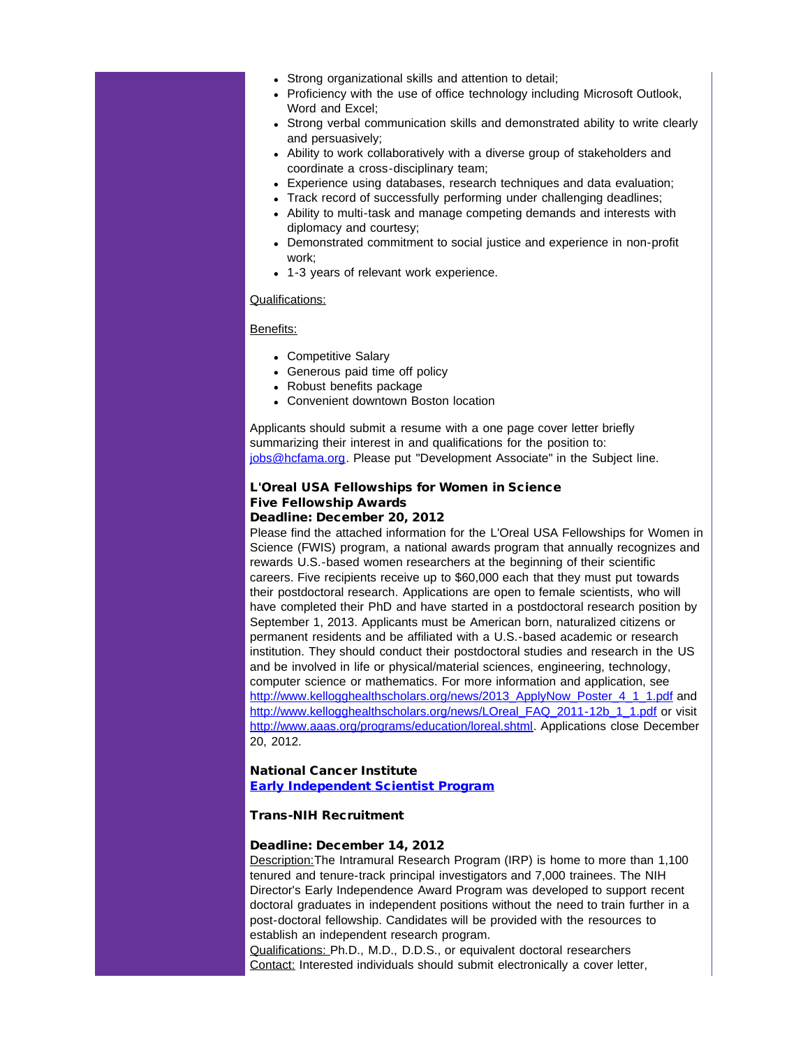- Strong organizational skills and attention to detail;
- Proficiency with the use of office technology including Microsoft Outlook, Word and Excel;
- Strong verbal communication skills and demonstrated ability to write clearly and persuasively;
- Ability to work collaboratively with a diverse group of stakeholders and coordinate a cross-disciplinary team;
- Experience using databases, research techniques and data evaluation;
- Track record of successfully performing under challenging deadlines;
- Ability to multi-task and manage competing demands and interests with diplomacy and courtesy;
- Demonstrated commitment to social justice and experience in non-profit work;
- 1-3 years of relevant work experience.

Qualifications:

Benefits:

- Competitive Salary
- Generous paid time off policy
- Robust benefits package
- Convenient downtown Boston location

Applicants should submit a resume with a one page cover letter briefly summarizing their interest in and qualifications for the position to: jobs@hcfama.org. Please put "Development Associate" in the Subject line.

**L'Oreal USA Fellowships for Women in Science**
**Five Fellowship Awards**
**Deadline: December 20, 2012**

Please find the attached information for the L'Oreal USA Fellowships for Women in Science (FWIS) program, a national awards program that annually recognizes and rewards U.S.-based women researchers at the beginning of their scientific careers. Five recipients receive up to $60,000 each that they must put towards their postdoctoral research. Applications are open to female scientists, who will have completed their PhD and have started in a postdoctoral research position by September 1, 2013. Applicants must be American born, naturalized citizens or permanent residents and be affiliated with a U.S.-based academic or research institution. They should conduct their postdoctoral studies and research in the US and be involved in life or physical/material sciences, engineering, technology, computer science or mathematics. For more information and application, see http://www.kellogghealthscholars.org/news/2013_ApplyNow_Poster_4_1_1.pdf and http://www.kellogghealthscholars.org/news/LOreal_FAQ_2011-12b_1_1.pdf or visit http://www.aaas.org/programs/education/loreal.shtml. Applications close December 20, 2012.

**National Cancer Institute**
**Early Independent Scientist Program**

**Trans-NIH Recruitment**

**Deadline: December 14, 2012**

Description: The Intramural Research Program (IRP) is home to more than 1,100 tenured and tenure-track principal investigators and 7,000 trainees. The NIH Director's Early Independence Award Program was developed to support recent doctoral graduates in independent positions without the need to train further in a post-doctoral fellowship. Candidates will be provided with the resources to establish an independent research program.
Qualifications: Ph.D., M.D., D.D.S., or equivalent doctoral researchers
Contact: Interested individuals should submit electronically a cover letter,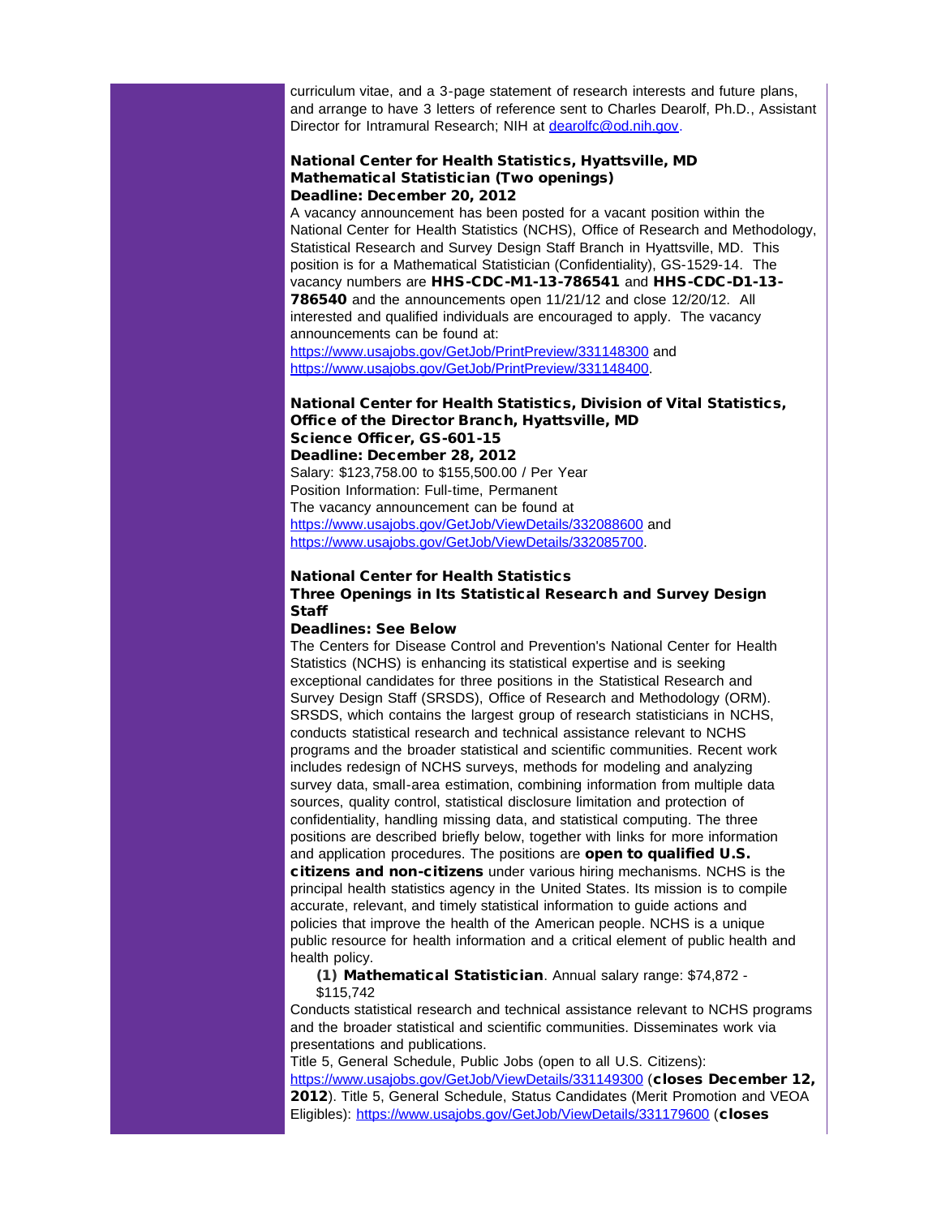curriculum vitae, and a 3-page statement of research interests and future plans, and arrange to have 3 letters of reference sent to Charles Dearolf, Ph.D., Assistant Director for Intramural Research; NIH at dearolfc@od.nih.gov.

**National Center for Health Statistics, Hyattsville, MD**
**Mathematical Statistician (Two openings)**
**Deadline: December 20, 2012**

A vacancy announcement has been posted for a vacant position within the National Center for Health Statistics (NCHS), Office of Research and Methodology, Statistical Research and Survey Design Staff Branch in Hyattsville, MD. This position is for a Mathematical Statistician (Confidentiality), GS-1529-14. The vacancy numbers are **HHS-CDC-M1-13-786541** and **HHS-CDC-D1-13-786540** and the announcements open 11/21/12 and close 12/20/12. All interested and qualified individuals are encouraged to apply. The vacancy announcements can be found at:
https://www.usajobs.gov/GetJob/PrintPreview/331148300 and https://www.usajobs.gov/GetJob/PrintPreview/331148400.

**National Center for Health Statistics, Division of Vital Statistics, Office of the Director Branch, Hyattsville, MD**
**Science Officer, GS-601-15**
**Deadline: December 28, 2012**

Salary: $123,758.00 to $155,500.00 / Per Year
Position Information: Full-time, Permanent
The vacancy announcement can be found at https://www.usajobs.gov/GetJob/ViewDetails/332088600 and https://www.usajobs.gov/GetJob/ViewDetails/332085700.

**National Center for Health Statistics**
**Three Openings in Its Statistical Research and Survey Design Staff**
**Deadlines: See Below**

The Centers for Disease Control and Prevention's National Center for Health Statistics (NCHS) is enhancing its statistical expertise and is seeking exceptional candidates for three positions in the Statistical Research and Survey Design Staff (SRSDS), Office of Research and Methodology (ORM). SRSDS, which contains the largest group of research statisticians in NCHS, conducts statistical research and technical assistance relevant to NCHS programs and the broader statistical and scientific communities. Recent work includes redesign of NCHS surveys, methods for modeling and analyzing survey data, small-area estimation, combining information from multiple data sources, quality control, statistical disclosure limitation and protection of confidentiality, handling missing data, and statistical computing. The three positions are described briefly below, together with links for more information and application procedures. The positions are **open to qualified U.S. citizens and non-citizens** under various hiring mechanisms. NCHS is the principal health statistics agency in the United States. Its mission is to compile accurate, relevant, and timely statistical information to guide actions and policies that improve the health of the American people. NCHS is a unique public resource for health information and a critical element of public health and health policy.

**(1) Mathematical Statistician**. Annual salary range: $74,872 - $115,742

Conducts statistical research and technical assistance relevant to NCHS programs and the broader statistical and scientific communities. Disseminates work via presentations and publications.

Title 5, General Schedule, Public Jobs (open to all U.S. Citizens): https://www.usajobs.gov/GetJob/ViewDetails/331149300 (**closes December 12, 2012**). Title 5, General Schedule, Status Candidates (Merit Promotion and VEOA Eligibles): https://www.usajobs.gov/GetJob/ViewDetails/331179600 (**closes**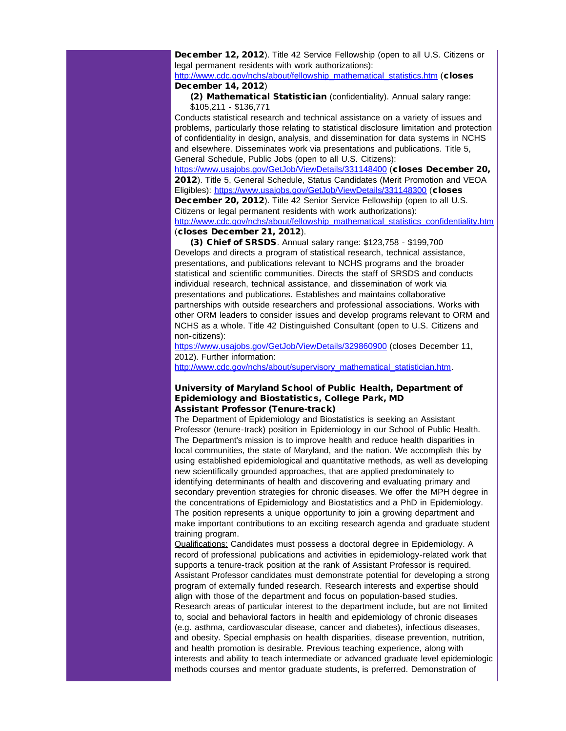**December 12, 2012**). Title 42 Service Fellowship (open to all U.S. Citizens or legal permanent residents with work authorizations): http://www.cdc.gov/nchs/about/fellowship_mathematical_statistics.htm (**closes December 14, 2012**)

**(2) Mathematical Statistician** (confidentiality). Annual salary range: $105,211 - $136,771

Conducts statistical research and technical assistance on a variety of issues and problems, particularly those relating to statistical disclosure limitation and protection of confidentiality in design, analysis, and dissemination for data systems in NCHS and elsewhere. Disseminates work via presentations and publications. Title 5, General Schedule, Public Jobs (open to all U.S. Citizens): https://www.usajobs.gov/GetJob/ViewDetails/331148400 (**closes December 20, 2012**). Title 5, General Schedule, Status Candidates (Merit Promotion and VEOA Eligibles): https://www.usajobs.gov/GetJob/ViewDetails/331148300 (**closes December 20, 2012**). Title 42 Senior Service Fellowship (open to all U.S. Citizens or legal permanent residents with work authorizations): http://www.cdc.gov/nchs/about/fellowship_mathematical_statistics_confidentiality.htm (**closes December 21, 2012**).

**(3) Chief of SRSDS**. Annual salary range: $123,758 - $199,700

Develops and directs a program of statistical research, technical assistance, presentations, and publications relevant to NCHS programs and the broader statistical and scientific communities. Directs the staff of SRSDS and conducts individual research, technical assistance, and dissemination of work via presentations and publications. Establishes and maintains collaborative partnerships with outside researchers and professional associations. Works with other ORM leaders to consider issues and develop programs relevant to ORM and NCHS as a whole. Title 42 Distinguished Consultant (open to U.S. Citizens and non-citizens): https://www.usajobs.gov/GetJob/ViewDetails/329860900 (closes December 11, 2012). Further information: http://www.cdc.gov/nchs/about/supervisory_mathematical_statistician.htm.

**University of Maryland School of Public Health, Department of Epidemiology and Biostatistics, College Park, MD**
**Assistant Professor (Tenure-track)**

The Department of Epidemiology and Biostatistics is seeking an Assistant Professor (tenure-track) position in Epidemiology in our School of Public Health. The Department's mission is to improve health and reduce health disparities in local communities, the state of Maryland, and the nation. We accomplish this by using established epidemiological and quantitative methods, as well as developing new scientifically grounded approaches, that are applied predominately to identifying determinants of health and discovering and evaluating primary and secondary prevention strategies for chronic diseases. We offer the MPH degree in the concentrations of Epidemiology and Biostatistics and a PhD in Epidemiology. The position represents a unique opportunity to join a growing department and make important contributions to an exciting research agenda and graduate student training program.

Qualifications: Candidates must possess a doctoral degree in Epidemiology. A record of professional publications and activities in epidemiology-related work that supports a tenure-track position at the rank of Assistant Professor is required. Assistant Professor candidates must demonstrate potential for developing a strong program of externally funded research. Research interests and expertise should align with those of the department and focus on population-based studies. Research areas of particular interest to the department include, but are not limited to, social and behavioral factors in health and epidemiology of chronic diseases (e.g. asthma, cardiovascular disease, cancer and diabetes), infectious diseases, and obesity. Special emphasis on health disparities, disease prevention, nutrition, and health promotion is desirable. Previous teaching experience, along with interests and ability to teach intermediate or advanced graduate level epidemiologic methods courses and mentor graduate students, is preferred. Demonstration of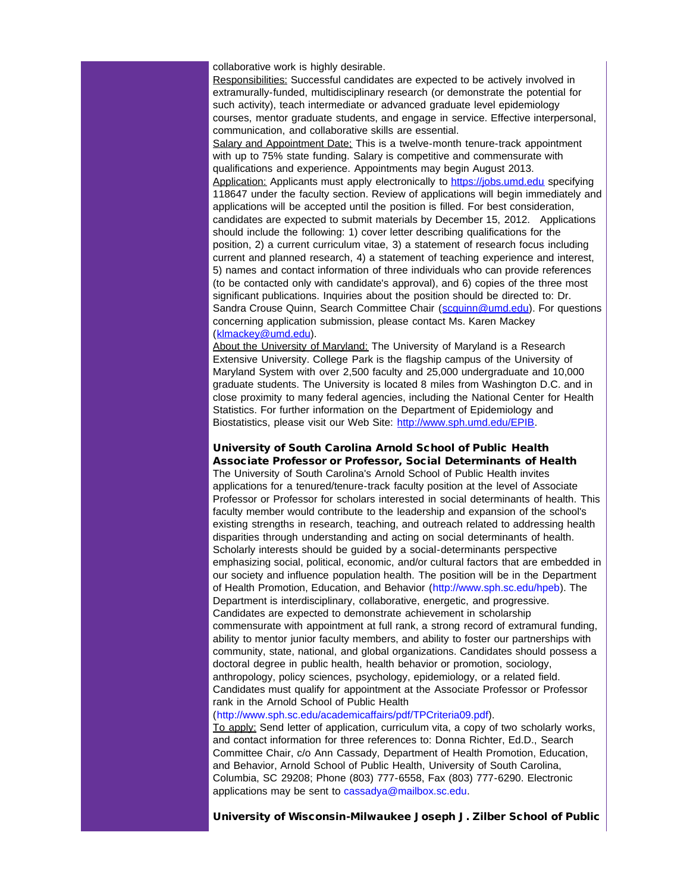collaborative work is highly desirable.

Responsibilities: Successful candidates are expected to be actively involved in extramurally-funded, multidisciplinary research (or demonstrate the potential for such activity), teach intermediate or advanced graduate level epidemiology courses, mentor graduate students, and engage in service. Effective interpersonal, communication, and collaborative skills are essential.

Salary and Appointment Date: This is a twelve-month tenure-track appointment with up to 75% state funding. Salary is competitive and commensurate with qualifications and experience. Appointments may begin August 2013.

Application: Applicants must apply electronically to https://jobs.umd.edu specifying 118647 under the faculty section. Review of applications will begin immediately and applications will be accepted until the position is filled. For best consideration, candidates are expected to submit materials by December 15, 2012. Applications should include the following: 1) cover letter describing qualifications for the position, 2) a current curriculum vitae, 3) a statement of research focus including current and planned research, 4) a statement of teaching experience and interest, 5) names and contact information of three individuals who can provide references (to be contacted only with candidate's approval), and 6) copies of the three most significant publications. Inquiries about the position should be directed to: Dr. Sandra Crouse Quinn, Search Committee Chair (scquinn@umd.edu). For questions concerning application submission, please contact Ms. Karen Mackey (klmackey@umd.edu).

About the University of Maryland: The University of Maryland is a Research Extensive University. College Park is the flagship campus of the University of Maryland System with over 2,500 faculty and 25,000 undergraduate and 10,000 graduate students. The University is located 8 miles from Washington D.C. and in close proximity to many federal agencies, including the National Center for Health Statistics. For further information on the Department of Epidemiology and Biostatistics, please visit our Web Site: http://www.sph.umd.edu/EPIB.

### University of South Carolina Arnold School of Public Health Associate Professor or Professor, Social Determinants of Health

The University of South Carolina's Arnold School of Public Health invites applications for a tenured/tenure-track faculty position at the level of Associate Professor or Professor for scholars interested in social determinants of health. This faculty member would contribute to the leadership and expansion of the school's existing strengths in research, teaching, and outreach related to addressing health disparities through understanding and acting on social determinants of health. Scholarly interests should be guided by a social-determinants perspective emphasizing social, political, economic, and/or cultural factors that are embedded in our society and influence population health. The position will be in the Department of Health Promotion, Education, and Behavior (http://www.sph.sc.edu/hpeb). The Department is interdisciplinary, collaborative, energetic, and progressive. Candidates are expected to demonstrate achievement in scholarship commensurate with appointment at full rank, a strong record of extramural funding, ability to mentor junior faculty members, and ability to foster our partnerships with community, state, national, and global organizations. Candidates should possess a doctoral degree in public health, health behavior or promotion, sociology, anthropology, policy sciences, psychology, epidemiology, or a related field. Candidates must qualify for appointment at the Associate Professor or Professor rank in the Arnold School of Public Health (http://www.sph.sc.edu/academicaffairs/pdf/TPCriteria09.pdf).

To apply: Send letter of application, curriculum vita, a copy of two scholarly works, and contact information for three references to: Donna Richter, Ed.D., Search Committee Chair, c/o Ann Cassady, Department of Health Promotion, Education, and Behavior, Arnold School of Public Health, University of South Carolina, Columbia, SC 29208; Phone (803) 777-6558, Fax (803) 777-6290. Electronic applications may be sent to cassadya@mailbox.sc.edu.

### University of Wisconsin-Milwaukee Joseph J. Zilber School of Public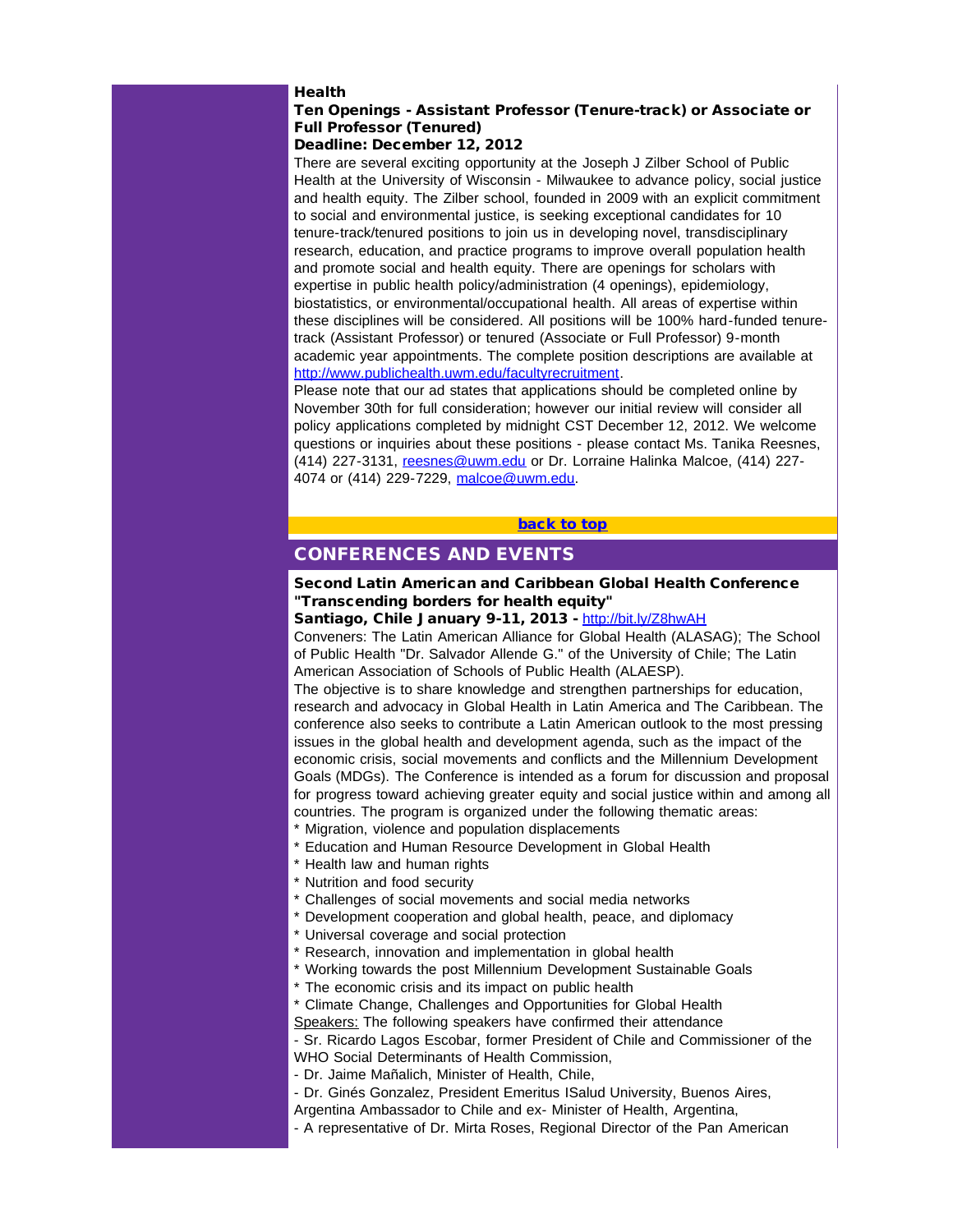**Health**

**Ten Openings - Assistant Professor (Tenure-track) or Associate or Full Professor (Tenured)**

**Deadline: December 12, 2012**

There are several exciting opportunity at the Joseph J Zilber School of Public Health at the University of Wisconsin - Milwaukee to advance policy, social justice and health equity. The Zilber school, founded in 2009 with an explicit commitment to social and environmental justice, is seeking exceptional candidates for 10 tenure-track/tenured positions to join us in developing novel, transdisciplinary research, education, and practice programs to improve overall population health and promote social and health equity. There are openings for scholars with expertise in public health policy/administration (4 openings), epidemiology, biostatistics, or environmental/occupational health. All areas of expertise within these disciplines will be considered. All positions will be 100% hard-funded tenure-track (Assistant Professor) or tenured (Associate or Full Professor) 9-month academic year appointments. The complete position descriptions are available at http://www.publichealth.uwm.edu/facultyrecruitment.

Please note that our ad states that applications should be completed online by November 30th for full consideration; however our initial review will consider all policy applications completed by midnight CST December 12, 2012. We welcome questions or inquiries about these positions - please contact Ms. Tanika Reesnes, (414) 227-3131, reesnes@uwm.edu or Dr. Lorraine Halinka Malcoe, (414) 227-4074 or (414) 229-7229, malcoe@uwm.edu.

**back to top**

## CONFERENCES AND EVENTS

**Second Latin American and Caribbean Global Health Conference "Transcending borders for health equity"**

**Santiago, Chile January 9-11, 2013 -** http://bit.ly/Z8hwAH

Conveners: The Latin American Alliance for Global Health (ALASAG); The School of Public Health "Dr. Salvador Allende G." of the University of Chile; The Latin American Association of Schools of Public Health (ALAESP).

The objective is to share knowledge and strengthen partnerships for education, research and advocacy in Global Health in Latin America and The Caribbean. The conference also seeks to contribute a Latin American outlook to the most pressing issues in the global health and development agenda, such as the impact of the economic crisis, social movements and conflicts and the Millennium Development Goals (MDGs). The Conference is intended as a forum for discussion and proposal for progress toward achieving greater equity and social justice within and among all countries. The program is organized under the following thematic areas:

* Migration, violence and population displacements
* Education and Human Resource Development in Global Health
* Health law and human rights
* Nutrition and food security
* Challenges of social movements and social media networks
* Development cooperation and global health, peace, and diplomacy
* Universal coverage and social protection
* Research, innovation and implementation in global health
* Working towards the post Millennium Development Sustainable Goals
* The economic crisis and its impact on public health
* Climate Change, Challenges and Opportunities for Global Health

Speakers: The following speakers have confirmed their attendance

- Sr. Ricardo Lagos Escobar, former President of Chile and Commissioner of the WHO Social Determinants of Health Commission,
- Dr. Jaime Mañalich, Minister of Health, Chile,
- Dr. Ginés Gonzalez, President Emeritus ISalud University, Buenos Aires, Argentina Ambassador to Chile and ex- Minister of Health, Argentina,
- A representative of Dr. Mirta Roses, Regional Director of the Pan American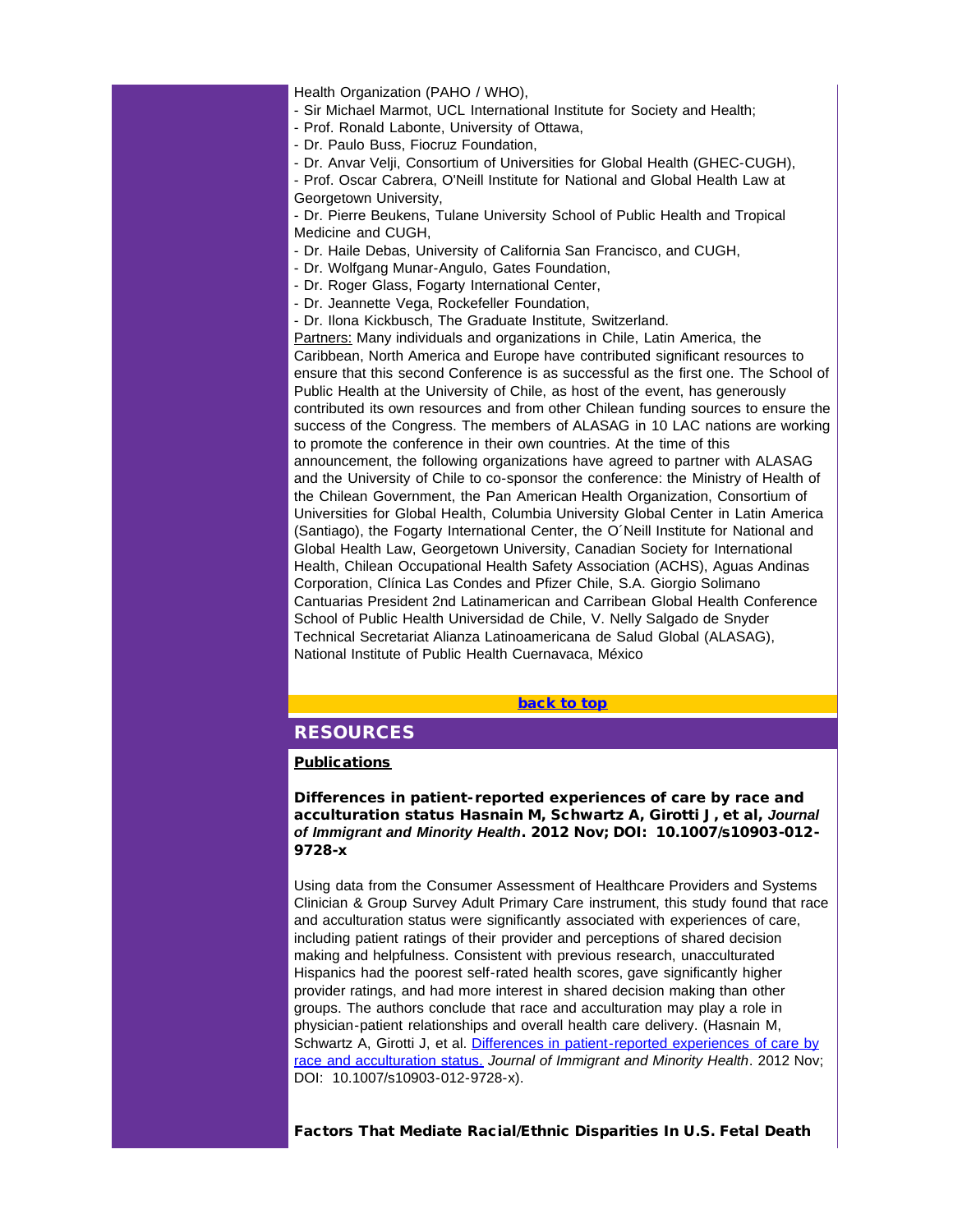Health Organization (PAHO / WHO),

- Sir Michael Marmot, UCL International Institute for Society and Health;
- Prof. Ronald Labonte, University of Ottawa,
- Dr. Paulo Buss, Fiocruz Foundation,
- Dr. Anvar Velji, Consortium of Universities for Global Health (GHEC-CUGH),
- Prof. Oscar Cabrera, O'Neill Institute for National and Global Health Law at Georgetown University,
- Dr. Pierre Beukens, Tulane University School of Public Health and Tropical Medicine and CUGH,
- Dr. Haile Debas, University of California San Francisco, and CUGH,
- Dr. Wolfgang Munar-Angulo, Gates Foundation,
- Dr. Roger Glass, Fogarty International Center,
- Dr. Jeannette Vega, Rockefeller Foundation,
- Dr. Ilona Kickbusch, The Graduate Institute, Switzerland.

Partners: Many individuals and organizations in Chile, Latin America, the Caribbean, North America and Europe have contributed significant resources to ensure that this second Conference is as successful as the first one. The School of Public Health at the University of Chile, as host of the event, has generously contributed its own resources and from other Chilean funding sources to ensure the success of the Congress. The members of ALASAG in 10 LAC nations are working to promote the conference in their own countries. At the time of this announcement, the following organizations have agreed to partner with ALASAG and the University of Chile to co-sponsor the conference: the Ministry of Health of the Chilean Government, the Pan American Health Organization, Consortium of Universities for Global Health, Columbia University Global Center in Latin America (Santiago), the Fogarty International Center, the O´Neill Institute for National and Global Health Law, Georgetown University, Canadian Society for International Health, Chilean Occupational Health Safety Association (ACHS), Aguas Andinas Corporation, Clínica Las Condes and Pfizer Chile, S.A. Giorgio Solimano Cantuarias President 2nd Latinamerican and Carribean Global Health Conference School of Public Health Universidad de Chile, V. Nelly Salgado de Snyder Technical Secretariat Alianza Latinoamericana de Salud Global (ALASAG), National Institute of Public Health Cuernavaca, México

[back to top]

## RESOURCES

### Publications

**Differences in patient-reported experiences of care by race and acculturation status Hasnain M, Schwartz A, Girotti J, et al, *Journal of Immigrant and Minority Health*. 2012 Nov; DOI: 10.1007/s10903-012-9728-x**

Using data from the Consumer Assessment of Healthcare Providers and Systems Clinician & Group Survey Adult Primary Care instrument, this study found that race and acculturation status were significantly associated with experiences of care, including patient ratings of their provider and perceptions of shared decision making and helpfulness. Consistent with previous research, unacculturated Hispanics had the poorest self-rated health scores, gave significantly higher provider ratings, and had more interest in shared decision making than other groups. The authors conclude that race and acculturation may play a role in physician-patient relationships and overall health care delivery. (Hasnain M, Schwartz A, Girotti J, et al. [Differences in patient-reported experiences of care by race and acculturation status.] *Journal of Immigrant and Minority Health*. 2012 Nov; DOI: 10.1007/s10903-012-9728-x).

**Factors That Mediate Racial/Ethnic Disparities In U.S. Fetal Death**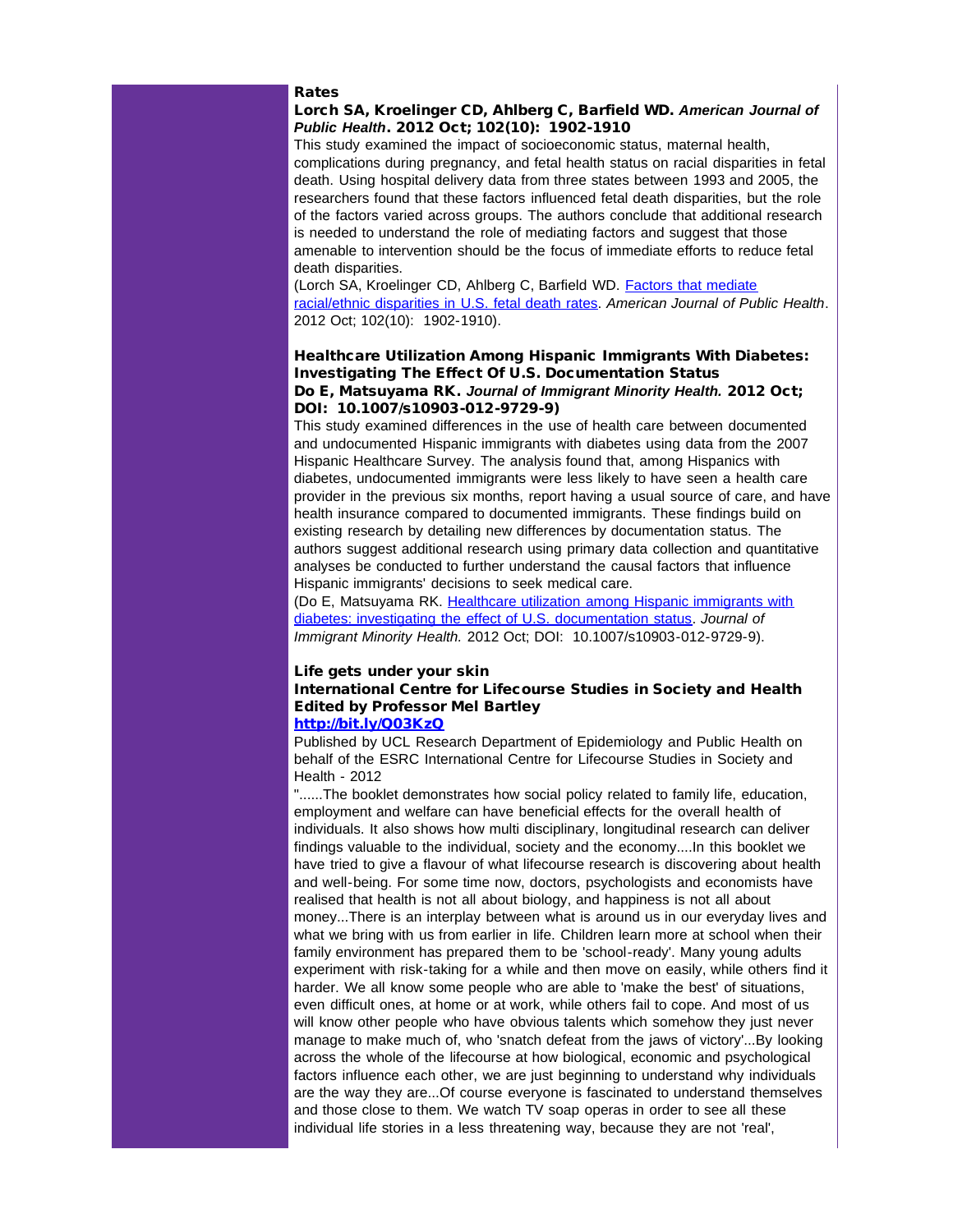### Rates

**Lorch SA, Kroelinger CD, Ahlberg C, Barfield WD. *American Journal of Public Health*. 2012 Oct; 102(10): 1902-1910**

This study examined the impact of socioeconomic status, maternal health, complications during pregnancy, and fetal health status on racial disparities in fetal death. Using hospital delivery data from three states between 1993 and 2005, the researchers found that these factors influenced fetal death disparities, but the role of the factors varied across groups. The authors conclude that additional research is needed to understand the role of mediating factors and suggest that those amenable to intervention should be the focus of immediate efforts to reduce fetal death disparities.

(Lorch SA, Kroelinger CD, Ahlberg C, Barfield WD. Factors that mediate racial/ethnic disparities in U.S. fetal death rates. *American Journal of Public Health*. 2012 Oct; 102(10): 1902-1910).

### Healthcare Utilization Among Hispanic Immigrants With Diabetes: Investigating The Effect Of U.S. Documentation Status

**Do E, Matsuyama RK. *Journal of Immigrant Minority Health.* 2012 Oct; DOI: 10.1007/s10903-012-9729-9)**

This study examined differences in the use of health care between documented and undocumented Hispanic immigrants with diabetes using data from the 2007 Hispanic Healthcare Survey. The analysis found that, among Hispanics with diabetes, undocumented immigrants were less likely to have seen a health care provider in the previous six months, report having a usual source of care, and have health insurance compared to documented immigrants. These findings build on existing research by detailing new differences by documentation status. The authors suggest additional research using primary data collection and quantitative analyses be conducted to further understand the causal factors that influence Hispanic immigrants' decisions to seek medical care.

(Do E, Matsuyama RK. Healthcare utilization among Hispanic immigrants with diabetes: investigating the effect of U.S. documentation status. *Journal of Immigrant Minority Health.* 2012 Oct; DOI: 10.1007/s10903-012-9729-9).

### Life gets under your skin

**International Centre for Lifecourse Studies in Society and Health**
**Edited by Professor Mel Bartley**
**http://bit.ly/Q03KzQ**

Published by UCL Research Department of Epidemiology and Public Health on behalf of the ESRC International Centre for Lifecourse Studies in Society and Health - 2012

"......The booklet demonstrates how social policy related to family life, education, employment and welfare can have beneficial effects for the overall health of individuals. It also shows how multi disciplinary, longitudinal research can deliver findings valuable to the individual, society and the economy....In this booklet we have tried to give a flavour of what lifecourse research is discovering about health and well-being. For some time now, doctors, psychologists and economists have realised that health is not all about biology, and happiness is not all about money...There is an interplay between what is around us in our everyday lives and what we bring with us from earlier in life. Children learn more at school when their family environment has prepared them to be 'school-ready'. Many young adults experiment with risk-taking for a while and then move on easily, while others find it harder. We all know some people who are able to 'make the best' of situations, even difficult ones, at home or at work, while others fail to cope. And most of us will know other people who have obvious talents which somehow they just never manage to make much of, who 'snatch defeat from the jaws of victory'...By looking across the whole of the lifecourse at how biological, economic and psychological factors influence each other, we are just beginning to understand why individuals are the way they are...Of course everyone is fascinated to understand themselves and those close to them. We watch TV soap operas in order to see all these individual life stories in a less threatening way, because they are not 'real',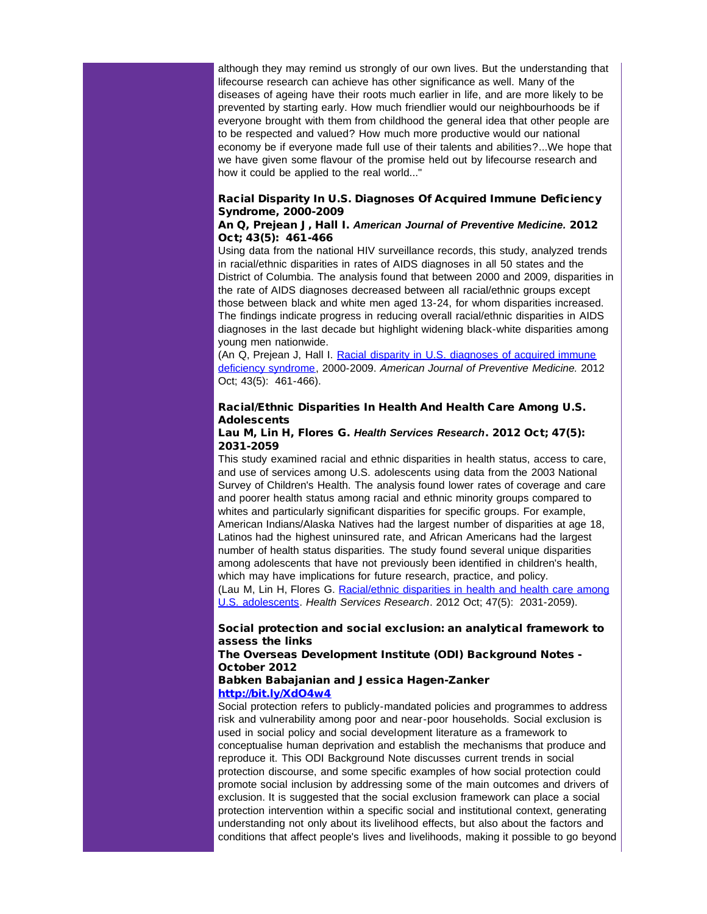although they may remind us strongly of our own lives. But the understanding that lifecourse research can achieve has other significance as well. Many of the diseases of ageing have their roots much earlier in life, and are more likely to be prevented by starting early. How much friendlier would our neighbourhoods be if everyone brought with them from childhood the general idea that other people are to be respected and valued? How much more productive would our national economy be if everyone made full use of their talents and abilities?...We hope that we have given some flavour of the promise held out by lifecourse research and how it could be applied to the real world..."

### Racial Disparity In U.S. Diagnoses Of Acquired Immune Deficiency Syndrome, 2000-2009

**An Q, Prejean J, Hall I. *American Journal of Preventive Medicine.* 2012 Oct; 43(5): 461-466**

Using data from the national HIV surveillance records, this study, analyzed trends in racial/ethnic disparities in rates of AIDS diagnoses in all 50 states and the District of Columbia. The analysis found that between 2000 and 2009, disparities in the rate of AIDS diagnoses decreased between all racial/ethnic groups except those between black and white men aged 13-24, for whom disparities increased. The findings indicate progress in reducing overall racial/ethnic disparities in AIDS diagnoses in the last decade but highlight widening black-white disparities among young men nationwide.

(An Q, Prejean J, Hall I. Racial disparity in U.S. diagnoses of acquired immune deficiency syndrome, 2000-2009. *American Journal of Preventive Medicine.* 2012 Oct; 43(5): 461-466).

### Racial/Ethnic Disparities In Health And Health Care Among U.S. Adolescents

**Lau M, Lin H, Flores G. *Health Services Research*. 2012 Oct; 47(5): 2031-2059**

This study examined racial and ethnic disparities in health status, access to care, and use of services among U.S. adolescents using data from the 2003 National Survey of Children's Health. The analysis found lower rates of coverage and care and poorer health status among racial and ethnic minority groups compared to whites and particularly significant disparities for specific groups. For example, American Indians/Alaska Natives had the largest number of disparities at age 18, Latinos had the highest uninsured rate, and African Americans had the largest number of health status disparities. The study found several unique disparities among adolescents that have not previously been identified in children's health, which may have implications for future research, practice, and policy.

(Lau M, Lin H, Flores G. Racial/ethnic disparities in health and health care among U.S. adolescents. *Health Services Research*. 2012 Oct; 47(5): 2031-2059).

### Social protection and social exclusion: an analytical framework to assess the links

**The Overseas Development Institute (ODI) Background Notes - October 2012**

**Babken Babajanian and Jessica Hagen-Zanker**

**http://bit.ly/XdO4w4**

Social protection refers to publicly-mandated policies and programmes to address risk and vulnerability among poor and near-poor households. Social exclusion is used in social policy and social development literature as a framework to conceptualise human deprivation and establish the mechanisms that produce and reproduce it. This ODI Background Note discusses current trends in social protection discourse, and some specific examples of how social protection could promote social inclusion by addressing some of the main outcomes and drivers of exclusion. It is suggested that the social exclusion framework can place a social protection intervention within a specific social and institutional context, generating understanding not only about its livelihood effects, but also about the factors and conditions that affect people's lives and livelihoods, making it possible to go beyond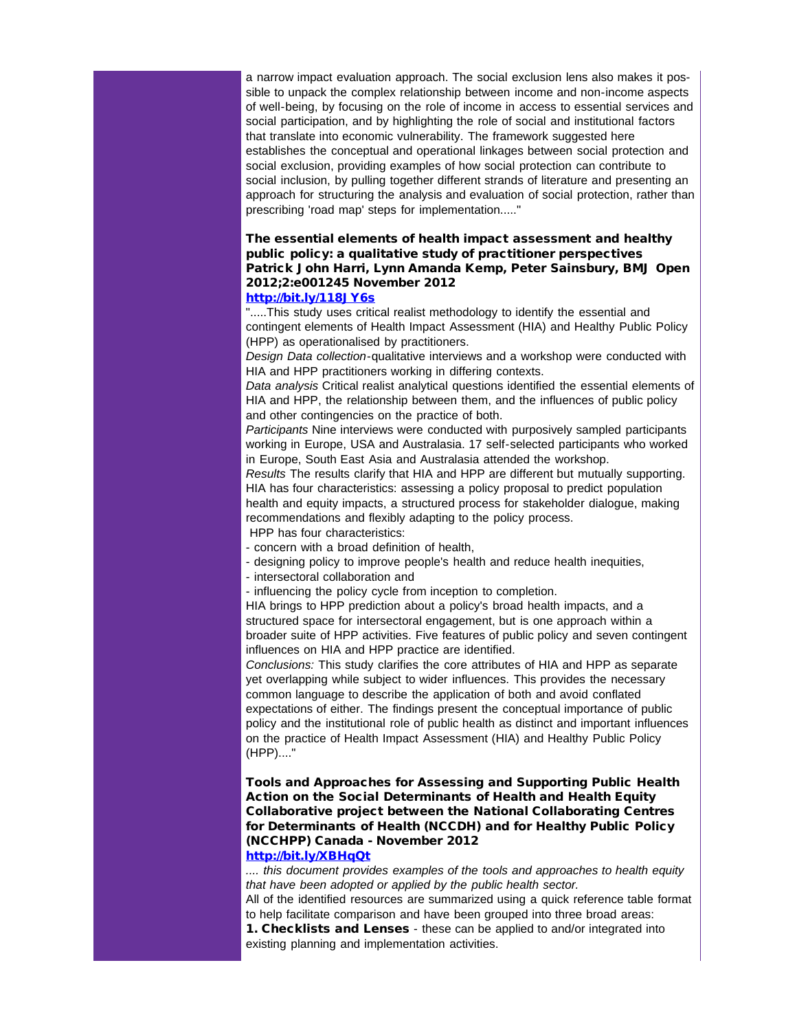a narrow impact evaluation approach. The social exclusion lens also makes it possible to unpack the complex relationship between income and non-income aspects of well-being, by focusing on the role of income in access to essential services and social participation, and by highlighting the role of social and institutional factors that translate into economic vulnerability. The framework suggested here establishes the conceptual and operational linkages between social protection and social exclusion, providing examples of how social protection can contribute to social inclusion, by pulling together different strands of literature and presenting an approach for structuring the analysis and evaluation of social protection, rather than prescribing 'road map' steps for implementation....."

**The essential elements of health impact assessment and healthy public policy: a qualitative study of practitioner perspectives Patrick John Harri, Lynn Amanda Kemp, Peter Sainsbury, BMJ Open 2012;2:e001245 November 2012**
**http://bit.ly/118JY6s**

".....This study uses critical realist methodology to identify the essential and contingent elements of Health Impact Assessment (HIA) and Healthy Public Policy (HPP) as operationalised by practitioners.

*Design Data collection*-qualitative interviews and a workshop were conducted with HIA and HPP practitioners working in differing contexts.

*Data analysis* Critical realist analytical questions identified the essential elements of HIA and HPP, the relationship between them, and the influences of public policy and other contingencies on the practice of both.

*Participants* Nine interviews were conducted with purposively sampled participants working in Europe, USA and Australasia. 17 self-selected participants who worked in Europe, South East Asia and Australasia attended the workshop.

*Results* The results clarify that HIA and HPP are different but mutually supporting. HIA has four characteristics: assessing a policy proposal to predict population health and equity impacts, a structured process for stakeholder dialogue, making recommendations and flexibly adapting to the policy process.

HPP has four characteristics:

- concern with a broad definition of health,
- designing policy to improve people's health and reduce health inequities,
- intersectoral collaboration and
- influencing the policy cycle from inception to completion.

HIA brings to HPP prediction about a policy's broad health impacts, and a structured space for intersectoral engagement, but is one approach within a broader suite of HPP activities. Five features of public policy and seven contingent influences on HIA and HPP practice are identified.

*Conclusions:* This study clarifies the core attributes of HIA and HPP as separate yet overlapping while subject to wider influences. This provides the necessary common language to describe the application of both and avoid conflated expectations of either. The findings present the conceptual importance of public policy and the institutional role of public health as distinct and important influences on the practice of Health Impact Assessment (HIA) and Healthy Public Policy (HPP)...."

**Tools and Approaches for Assessing and Supporting Public Health Action on the Social Determinants of Health and Health Equity Collaborative project between the National Collaborating Centres for Determinants of Health (NCCDH) and for Healthy Public Policy (NCCHPP) Canada - November 2012**
**http://bit.ly/XBHqQt**

*.... this document provides examples of the tools and approaches to health equity that have been adopted or applied by the public health sector.*

All of the identified resources are summarized using a quick reference table format to help facilitate comparison and have been grouped into three broad areas:

**1. Checklists and Lenses** - these can be applied to and/or integrated into existing planning and implementation activities.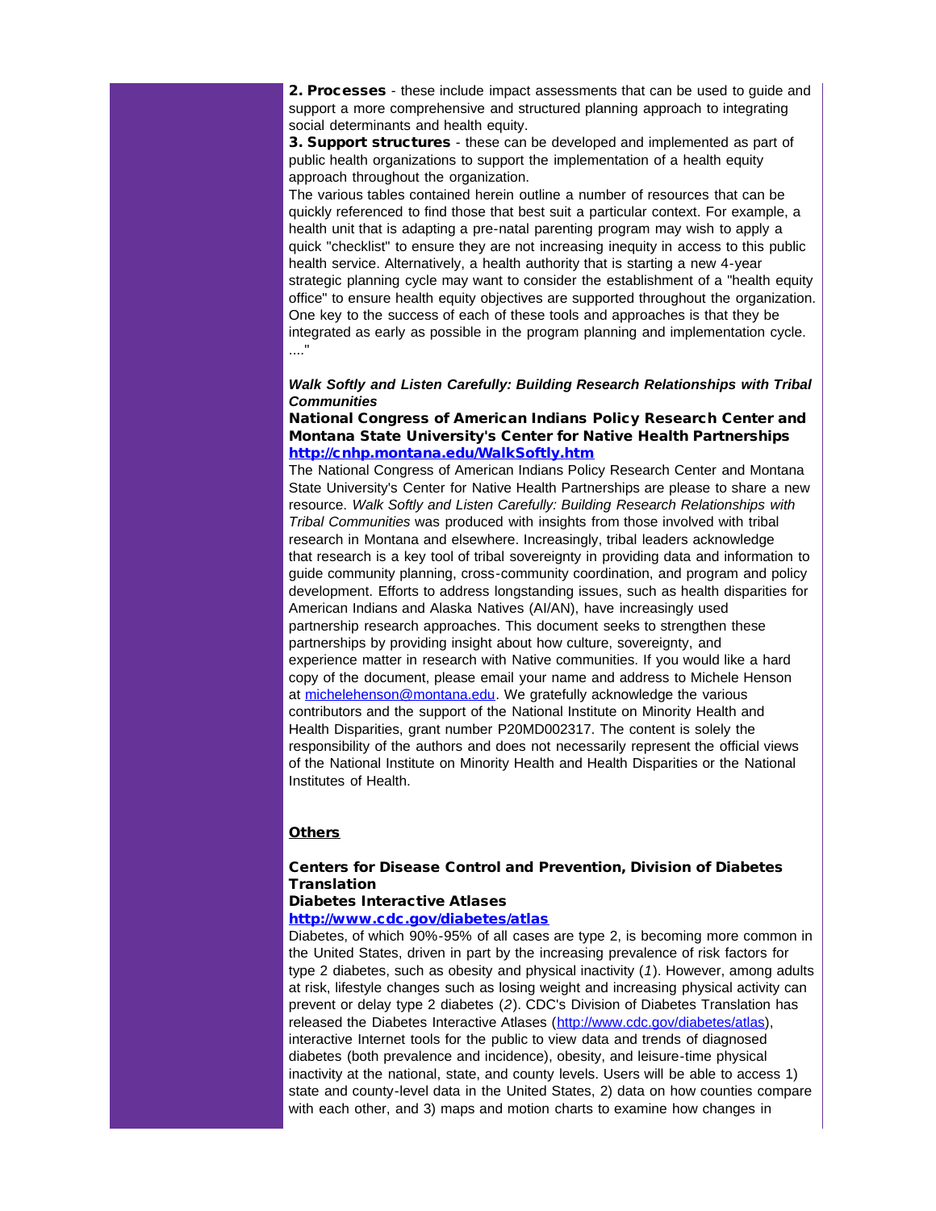**2. Processes** - these include impact assessments that can be used to guide and support a more comprehensive and structured planning approach to integrating social determinants and health equity.

**3. Support structures** - these can be developed and implemented as part of public health organizations to support the implementation of a health equity approach throughout the organization.

The various tables contained herein outline a number of resources that can be quickly referenced to find those that best suit a particular context. For example, a health unit that is adapting a pre-natal parenting program may wish to apply a quick "checklist" to ensure they are not increasing inequity in access to this public health service. Alternatively, a health authority that is starting a new 4-year strategic planning cycle may want to consider the establishment of a "health equity office" to ensure health equity objectives are supported throughout the organization. One key to the success of each of these tools and approaches is that they be integrated as early as possible in the program planning and implementation cycle. ...."

***Walk Softly and Listen Carefully: Building Research Relationships with Tribal Communities***

**National Congress of American Indians Policy Research Center and Montana State University's Center for Native Health Partnerships**
**http://cnhp.montana.edu/WalkSoftly.htm**

The National Congress of American Indians Policy Research Center and Montana State University's Center for Native Health Partnerships are please to share a new resource. *Walk Softly and Listen Carefully: Building Research Relationships with Tribal Communities* was produced with insights from those involved with tribal research in Montana and elsewhere. Increasingly, tribal leaders acknowledge that research is a key tool of tribal sovereignty in providing data and information to guide community planning, cross-community coordination, and program and policy development. Efforts to address longstanding issues, such as health disparities for American Indians and Alaska Natives (AI/AN), have increasingly used partnership research approaches. This document seeks to strengthen these partnerships by providing insight about how culture, sovereignty, and experience matter in research with Native communities. If you would like a hard copy of the document, please email your name and address to Michele Henson at michelehenson@montana.edu. We gratefully acknowledge the various contributors and the support of the National Institute on Minority Health and Health Disparities, grant number P20MD002317. The content is solely the responsibility of the authors and does not necessarily represent the official views of the National Institute on Minority Health and Health Disparities or the National Institutes of Health.

## Others

**Centers for Disease Control and Prevention, Division of Diabetes Translation**
**Diabetes Interactive Atlases**
**http://www.cdc.gov/diabetes/atlas**

Diabetes, of which 90%-95% of all cases are type 2, is becoming more common in the United States, driven in part by the increasing prevalence of risk factors for type 2 diabetes, such as obesity and physical inactivity (*1*). However, among adults at risk, lifestyle changes such as losing weight and increasing physical activity can prevent or delay type 2 diabetes (*2*). CDC's Division of Diabetes Translation has released the Diabetes Interactive Atlases (http://www.cdc.gov/diabetes/atlas), interactive Internet tools for the public to view data and trends of diagnosed diabetes (both prevalence and incidence), obesity, and leisure-time physical inactivity at the national, state, and county levels. Users will be able to access 1) state and county-level data in the United States, 2) data on how counties compare with each other, and 3) maps and motion charts to examine how changes in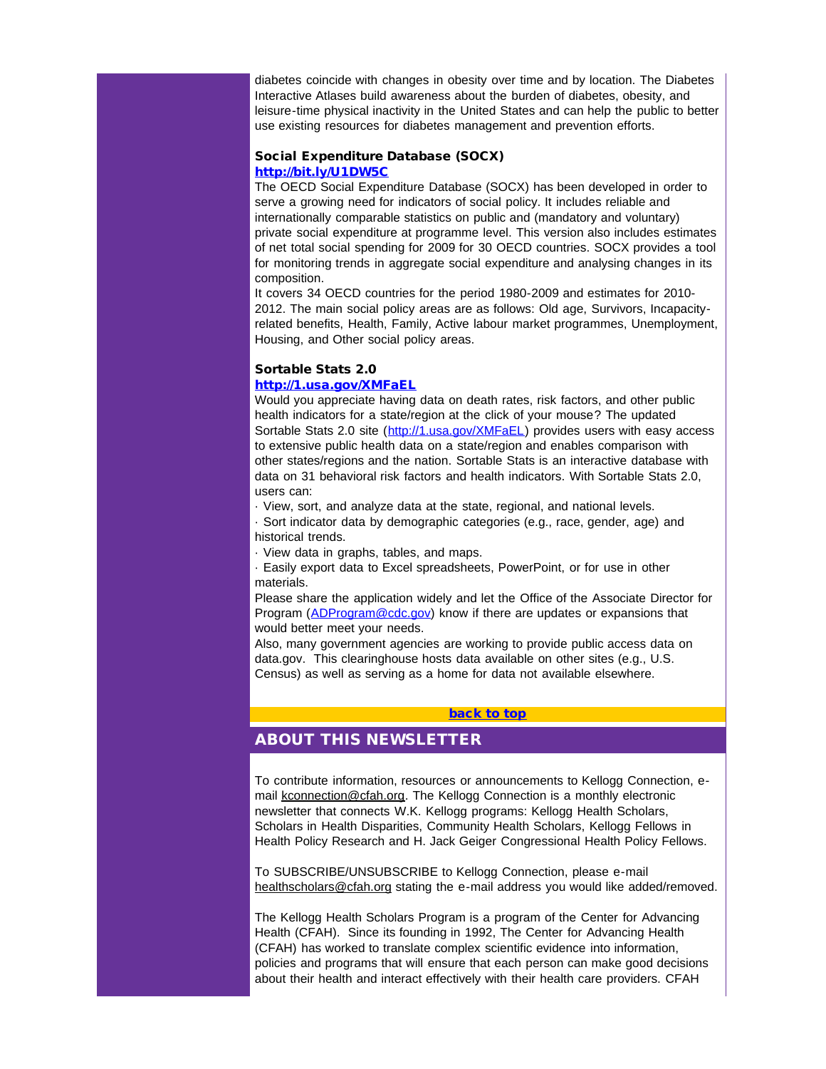diabetes coincide with changes in obesity over time and by location. The Diabetes Interactive Atlases build awareness about the burden of diabetes, obesity, and leisure-time physical inactivity in the United States and can help the public to better use existing resources for diabetes management and prevention efforts.

### Social Expenditure Database (SOCX)

**http://bit.ly/U1DW5C**

The OECD Social Expenditure Database (SOCX) has been developed in order to serve a growing need for indicators of social policy. It includes reliable and internationally comparable statistics on public and (mandatory and voluntary) private social expenditure at programme level. This version also includes estimates of net total social spending for 2009 for 30 OECD countries. SOCX provides a tool for monitoring trends in aggregate social expenditure and analysing changes in its composition.

It covers 34 OECD countries for the period 1980-2009 and estimates for 2010-2012. The main social policy areas are as follows: Old age, Survivors, Incapacity-related benefits, Health, Family, Active labour market programmes, Unemployment, Housing, and Other social policy areas.

### Sortable Stats 2.0

**http://1.usa.gov/XMFaEL**

Would you appreciate having data on death rates, risk factors, and other public health indicators for a state/region at the click of your mouse? The updated Sortable Stats 2.0 site (http://1.usa.gov/XMFaEL) provides users with easy access to extensive public health data on a state/region and enables comparison with other states/regions and the nation. Sortable Stats is an interactive database with data on 31 behavioral risk factors and health indicators. With Sortable Stats 2.0, users can:

- View, sort, and analyze data at the state, regional, and national levels.
- Sort indicator data by demographic categories (e.g., race, gender, age) and historical trends.
- View data in graphs, tables, and maps.
- Easily export data to Excel spreadsheets, PowerPoint, or for use in other materials.

Please share the application widely and let the Office of the Associate Director for Program (ADProgram@cdc.gov) know if there are updates or expansions that would better meet your needs.

Also, many government agencies are working to provide public access data on data.gov. This clearinghouse hosts data available on other sites (e.g., U.S. Census) as well as serving as a home for data not available elsewhere.

**back to top**

## ABOUT THIS NEWSLETTER

To contribute information, resources or announcements to Kellogg Connection, e-mail kconnection@cfah.org. The Kellogg Connection is a monthly electronic newsletter that connects W.K. Kellogg programs: Kellogg Health Scholars, Scholars in Health Disparities, Community Health Scholars, Kellogg Fellows in Health Policy Research and H. Jack Geiger Congressional Health Policy Fellows.

To SUBSCRIBE/UNSUBSCRIBE to Kellogg Connection, please e-mail healthscholars@cfah.org stating the e-mail address you would like added/removed.

The Kellogg Health Scholars Program is a program of the Center for Advancing Health (CFAH). Since its founding in 1992, The Center for Advancing Health (CFAH) has worked to translate complex scientific evidence into information, policies and programs that will ensure that each person can make good decisions about their health and interact effectively with their health care providers. CFAH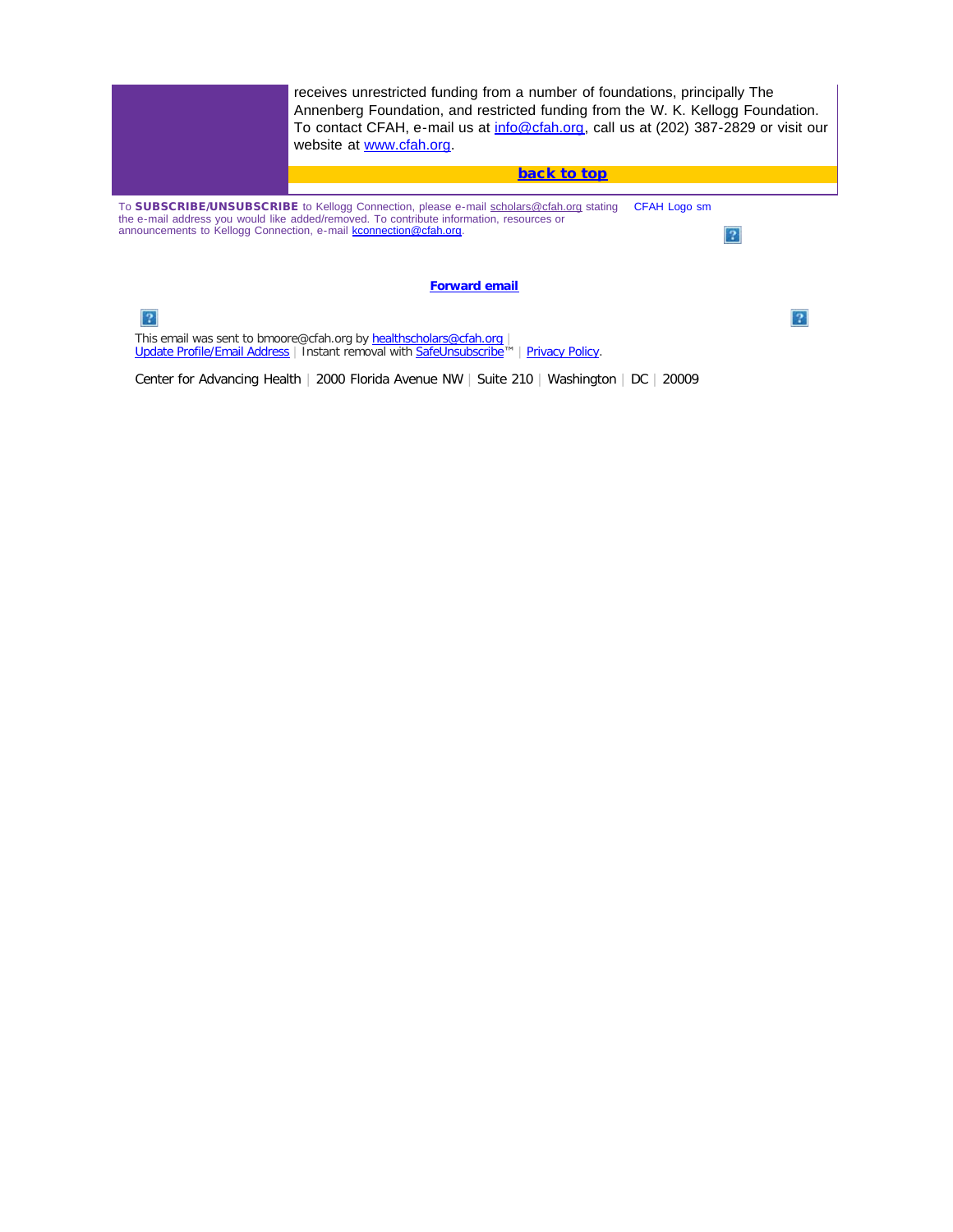receives unrestricted funding from a number of foundations, principally The Annenberg Foundation, and restricted funding from the W. K. Kellogg Foundation. To contact CFAH, e-mail us at info@cfah.org, call us at (202) 387-2829 or visit our website at www.cfah.org.

**back to top**

To **SUBSCRIBE/UNSUBSCRIBE** to Kellogg Connection, please e-mail scholars@cfah.org stating the e-mail address you would like added/removed. To contribute information, resources or announcements to Kellogg Connection, e-mail kconnection@cfah.org.

CFAH Logo sm

**Forward email**

This email was sent to bmoore@cfah.org by healthscholars@cfah.org | Update Profile/Email Address | Instant removal with SafeUnsubscribe™ | Privacy Policy.

Center for Advancing Health | 2000 Florida Avenue NW | Suite 210 | Washington | DC | 20009